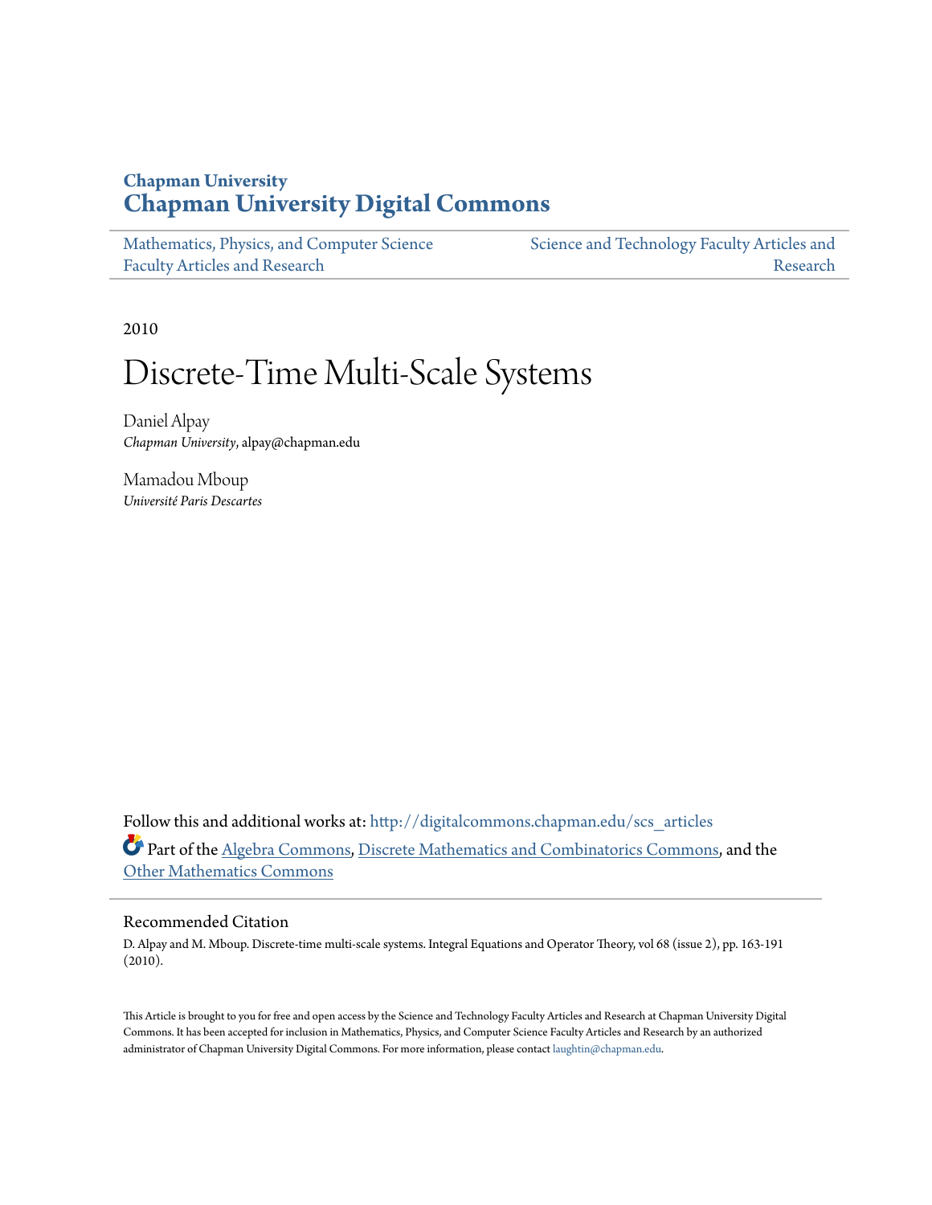**Chapman University**
## Chapman University Digital Commons

Mathematics, Physics, and Computer Science Faculty Articles and Research | Science and Technology Faculty Articles and Research

2010

# Discrete-Time Multi-Scale Systems

Daniel Alpay
*Chapman University*, alpay@chapman.edu

Mamadou Mboup
*Université Paris Descartes*

Follow this and additional works at: http://digitalcommons.chapman.edu/scs_articles

Part of the Algebra Commons, Discrete Mathematics and Combinatorics Commons, and the Other Mathematics Commons

### Recommended Citation

D. Alpay and M. Mboup. Discrete-time multi-scale systems. Integral Equations and Operator Theory, vol 68 (issue 2), pp. 163-191 (2010).

This Article is brought to you for free and open access by the Science and Technology Faculty Articles and Research at Chapman University Digital Commons. It has been accepted for inclusion in Mathematics, Physics, and Computer Science Faculty Articles and Research by an authorized administrator of Chapman University Digital Commons. For more information, please contact laughtin@chapman.edu.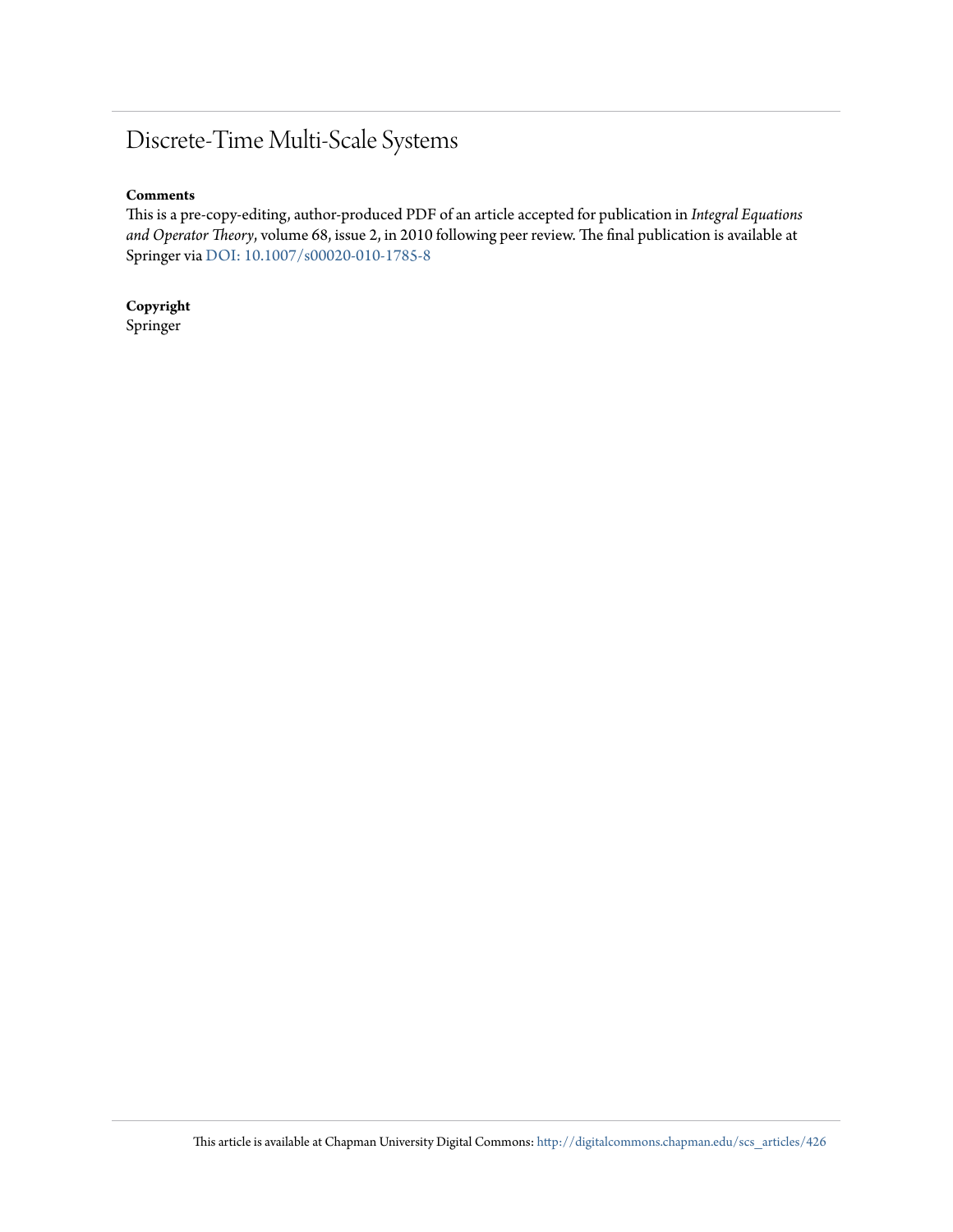# Discrete-Time Multi-Scale Systems

**Comments**

This is a pre-copy-editing, author-produced PDF of an article accepted for publication in *Integral Equations and Operator Theory*, volume 68, issue 2, in 2010 following peer review. The final publication is available at Springer via DOI: 10.1007/s00020-010-1785-8

**Copyright**

Springer

This article is available at Chapman University Digital Commons: http://digitalcommons.chapman.edu/scs_articles/426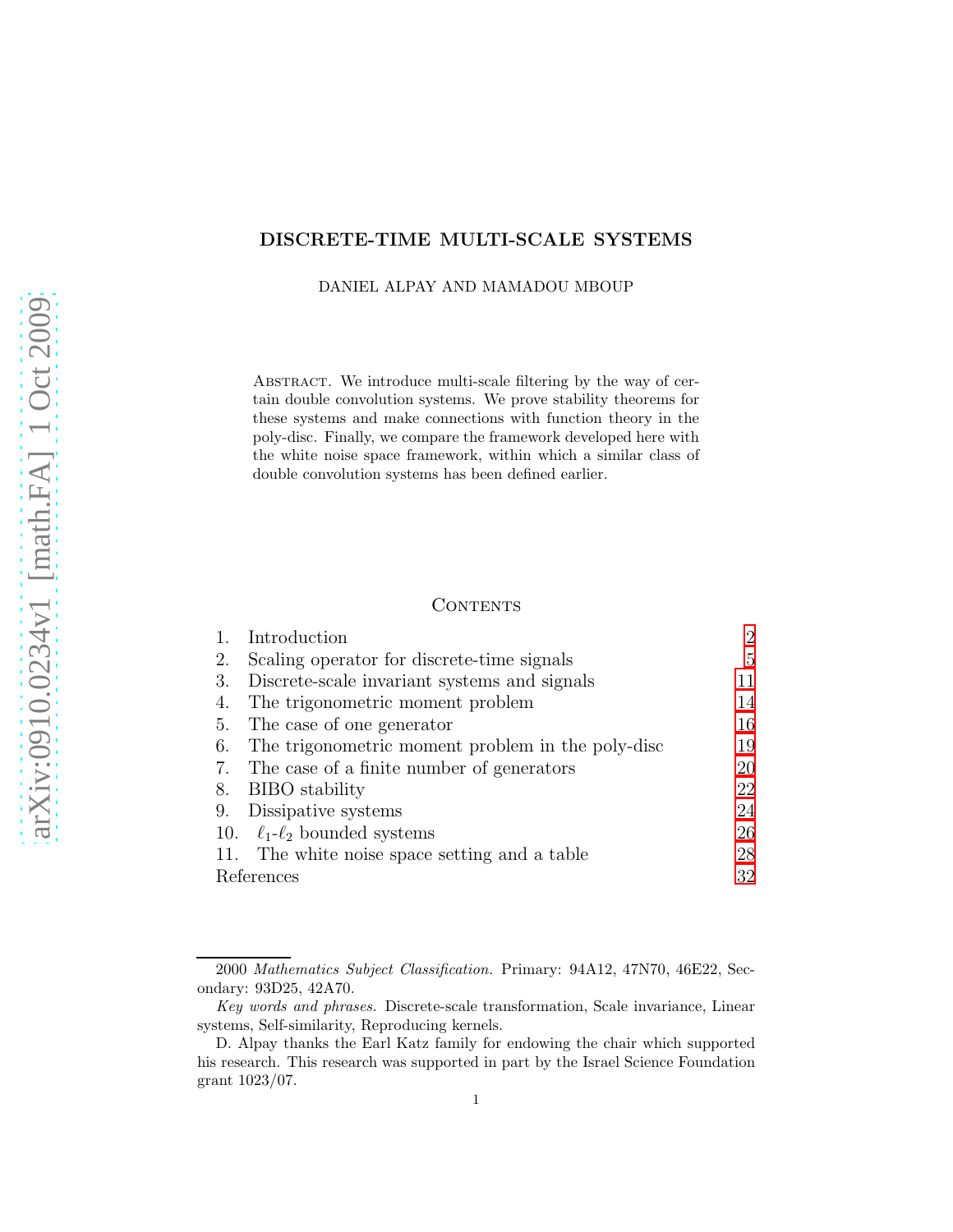# DISCRETE-TIME MULTI-SCALE SYSTEMS

DANIEL ALPAY AND MAMADOU MBOUP

Abstract. We introduce multi-scale filtering by the way of certain double convolution systems. We prove stability theorems for these systems and make connections with function theory in the poly-disc. Finally, we compare the framework developed here with the white noise space framework, within which a similar class of double convolution systems has been defined earlier.

## Contents

| | | |
|---|---|---|
| 1. | Introduction | 2 |
| 2. | Scaling operator for discrete-time signals | 5 |
| 3. | Discrete-scale invariant systems and signals | 11 |
| 4. | The trigonometric moment problem | 14 |
| 5. | The case of one generator | 16 |
| 6. | The trigonometric moment problem in the poly-disc | 19 |
| 7. | The case of a finite number of generators | 20 |
| 8. | BIBO stability | 22 |
| 9. | Dissipative systems | 24 |
| 10. | $\ell_1$-$\ell_2$ bounded systems | 26 |
| 11. | The white noise space setting and a table | 28 |
| | References | 32 |

2000 *Mathematics Subject Classification.* Primary: 94A12, 47N70, 46E22, Secondary: 93D25, 42A70.

*Key words and phrases.* Discrete-scale transformation, Scale invariance, Linear systems, Self-similarity, Reproducing kernels.

D. Alpay thanks the Earl Katz family for endowing the chair which supported his research. This research was supported in part by the Israel Science Foundation grant 1023/07.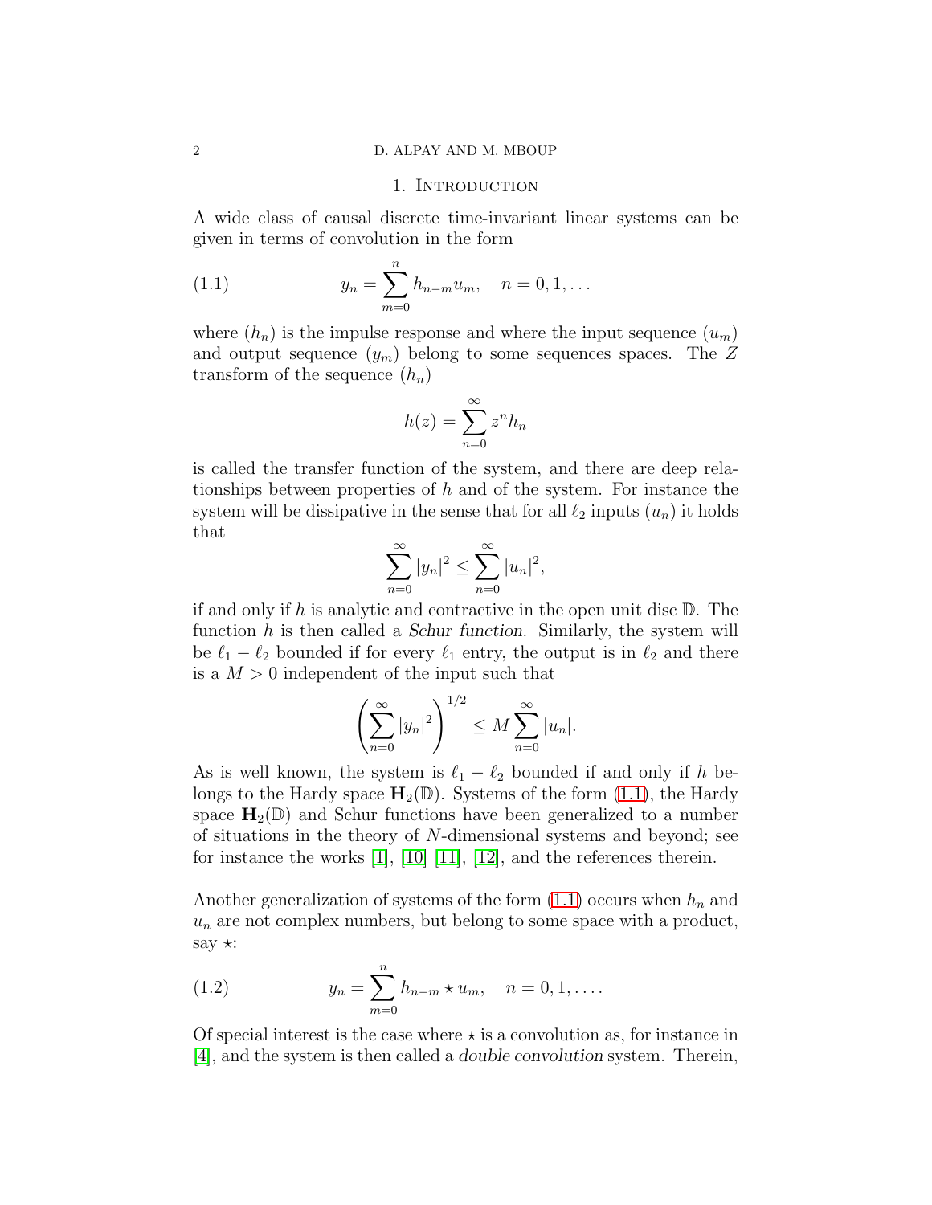## 1. Introduction

A wide class of causal discrete time-invariant linear systems can be given in terms of convolution in the form

$$
y_n = \sum_{m=0}^{n} h_{n-m} u_m, \quad n = 0, 1, \ldots \tag{1.1}
$$

where $(h_n)$ is the impulse response and where the input sequence $(u_m)$ and output sequence $(y_m)$ belong to some sequences spaces. The $Z$ transform of the sequence $(h_n)$

$$
h(z) = \sum_{n=0}^{\infty} z^n h_n
$$

is called the transfer function of the system, and there are deep relationships between properties of $h$ and of the system. For instance the system will be dissipative in the sense that for all $\ell_2$ inputs $(u_n)$ it holds that

$$
\sum_{n=0}^{\infty} |y_n|^2 \leq \sum_{n=0}^{\infty} |u_n|^2,
$$

if and only if $h$ is analytic and contractive in the open unit disc $\mathbb{D}$. The function $h$ is then called a *Schur function*. Similarly, the system will be $\ell_1 - \ell_2$ bounded if for every $\ell_1$ entry, the output is in $\ell_2$ and there is a $M > 0$ independent of the input such that

$$
\left( \sum_{n=0}^{\infty} |y_n|^2 \right)^{1/2} \leq M \sum_{n=0}^{\infty} |u_n|.
$$

As is well known, the system is $\ell_1 - \ell_2$ bounded if and only if $h$ belongs to the Hardy space $\mathbf{H}_2(\mathbb{D})$. Systems of the form (1.1), the Hardy space $\mathbf{H}_2(\mathbb{D})$ and Schur functions have been generalized to a number of situations in the theory of $N$-dimensional systems and beyond; see for instance the works [1], [10] [11], [12], and the references therein.

Another generalization of systems of the form (1.1) occurs when $h_n$ and $u_n$ are not complex numbers, but belong to some space with a product, say $\star$:

$$
y_n = \sum_{m=0}^{n} h_{n-m} \star u_m, \quad n = 0, 1, \ldots. \tag{1.2}
$$

Of special interest is the case where $\star$ is a convolution as, for instance in [4], and the system is then called a *double convolution* system. Therein,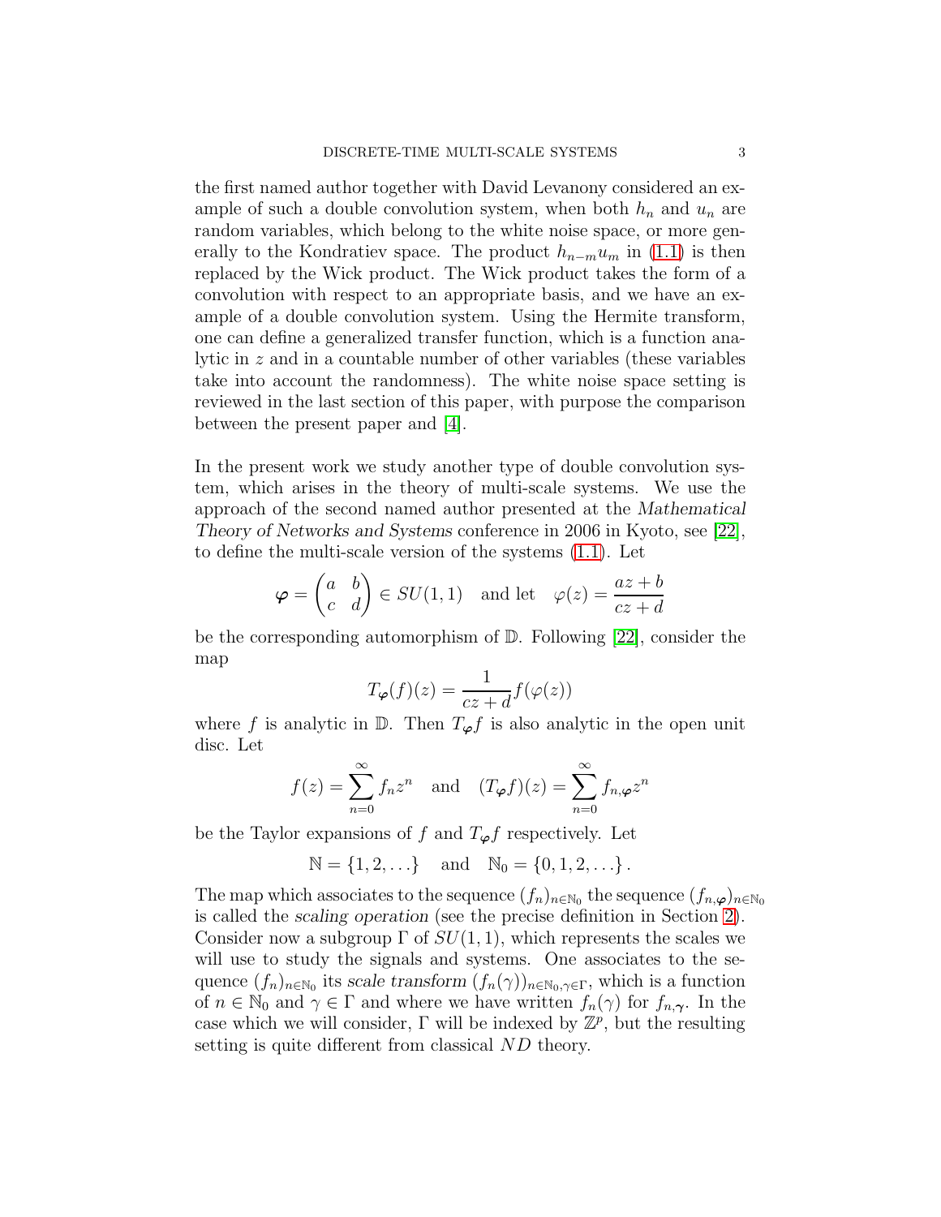the first named author together with David Levanony considered an example of such a double convolution system, when both $h_n$ and $u_n$ are random variables, which belong to the white noise space, or more generally to the Kondratiev space. The product $h_{n-m}u_m$ in (1.1) is then replaced by the Wick product. The Wick product takes the form of a convolution with respect to an appropriate basis, and we have an example of a double convolution system. Using the Hermite transform, one can define a generalized transfer function, which is a function analytic in $z$ and in a countable number of other variables (these variables take into account the randomness). The white noise space setting is reviewed in the last section of this paper, with purpose the comparison between the present paper and [4].

In the present work we study another type of double convolution system, which arises in the theory of multi-scale systems. We use the approach of the second named author presented at the *Mathematical Theory of Networks and Systems* conference in 2006 in Kyoto, see [22], to define the multi-scale version of the systems (1.1). Let

$$\boldsymbol{\varphi} = \begin{pmatrix} a & b \\ c & d \end{pmatrix} \in SU(1,1) \quad \text{and let} \quad \varphi(z) = \frac{az+b}{cz+d}$$

be the corresponding automorphism of $\mathbb{D}$. Following [22], consider the map

$$T_{\boldsymbol{\varphi}}(f)(z) = \frac{1}{cz+d} f(\varphi(z))$$

where $f$ is analytic in $\mathbb{D}$. Then $T_{\boldsymbol{\varphi}}f$ is also analytic in the open unit disc. Let

$$f(z) = \sum_{n=0}^{\infty} f_n z^n \quad \text{and} \quad (T_{\boldsymbol{\varphi}}f)(z) = \sum_{n=0}^{\infty} f_{n,\boldsymbol{\varphi}} z^n$$

be the Taylor expansions of $f$ and $T_{\boldsymbol{\varphi}}f$ respectively. Let

$$\mathbb{N} = \{1, 2, \ldots\} \quad \text{and} \quad \mathbb{N}_0 = \{0, 1, 2, \ldots\}.$$

The map which associates to the sequence $(f_n)_{n\in\mathbb{N}_0}$ the sequence $(f_{n,\boldsymbol{\varphi}})_{n\in\mathbb{N}_0}$ is called the *scaling operation* (see the precise definition in Section 2). Consider now a subgroup $\Gamma$ of $SU(1,1)$, which represents the scales we will use to study the signals and systems. One associates to the sequence $(f_n)_{n\in\mathbb{N}_0}$ its *scale transform* $(f_n(\gamma))_{n\in\mathbb{N}_0,\gamma\in\Gamma}$, which is a function of $n \in \mathbb{N}_0$ and $\gamma \in \Gamma$ and where we have written $f_n(\gamma)$ for $f_{n,\boldsymbol{\gamma}}$. In the case which we will consider, $\Gamma$ will be indexed by $\mathbb{Z}^p$, but the resulting setting is quite different from classical $ND$ theory.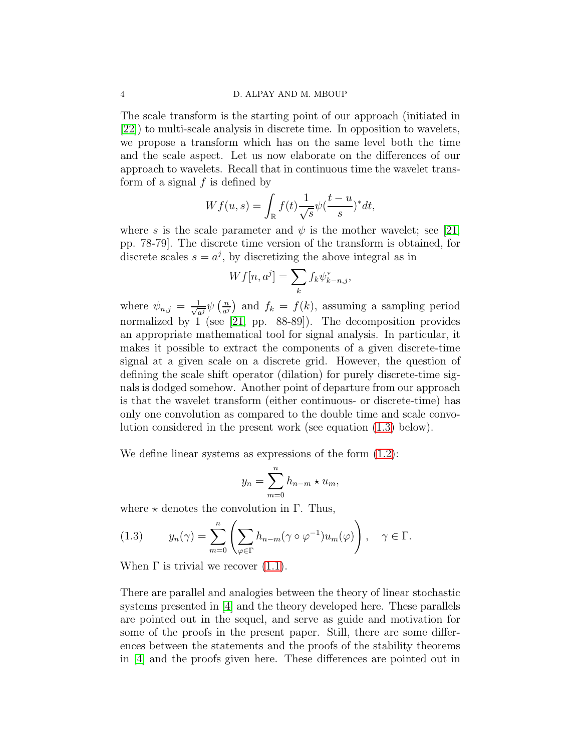The scale transform is the starting point of our approach (initiated in [22]) to multi-scale analysis in discrete time. In opposition to wavelets, we propose a transform which has on the same level both the time and the scale aspect. Let us now elaborate on the differences of our approach to wavelets. Recall that in continuous time the wavelet transform of a signal $f$ is defined by

$$Wf(u,s) = \int_{\mathbb{R}} f(t)\frac{1}{\sqrt{s}}\psi(\frac{t-u}{s})^* dt,$$

where $s$ is the scale parameter and $\psi$ is the mother wavelet; see [21, pp. 78-79]. The discrete time version of the transform is obtained, for discrete scales $s = a^j$, by discretizing the above integral as in

$$Wf[n, a^j] = \sum_k f_k \psi^*_{k-n,j},$$

where $\psi_{n,j} = \frac{1}{\sqrt{a^j}}\psi\left(\frac{n}{a^j}\right)$ and $f_k = f(k)$, assuming a sampling period normalized by 1 (see [21, pp. 88-89]). The decomposition provides an appropriate mathematical tool for signal analysis. In particular, it makes it possible to extract the components of a given discrete-time signal at a given scale on a discrete grid. However, the question of defining the scale shift operator (dilation) for purely discrete-time signals is dodged somehow. Another point of departure from our approach is that the wavelet transform (either continuous- or discrete-time) has only one convolution as compared to the double time and scale convolution considered in the present work (see equation (1.3) below).

We define linear systems as expressions of the form (1.2):

$$y_n = \sum_{m=0}^{n} h_{n-m} \star u_m,$$

where $\star$ denotes the convolution in $\Gamma$. Thus,

$$y_n(\gamma) = \sum_{m=0}^{n}\left(\sum_{\varphi\in\Gamma} h_{n-m}(\gamma\circ\varphi^{-1})u_m(\varphi)\right), \quad \gamma\in\Gamma. \tag{1.3}$$

When $\Gamma$ is trivial we recover (1.1).

There are parallel and analogies between the theory of linear stochastic systems presented in [4] and the theory developed here. These parallels are pointed out in the sequel, and serve as guide and motivation for some of the proofs in the present paper. Still, there are some differences between the statements and the proofs of the stability theorems in [4] and the proofs given here. These differences are pointed out in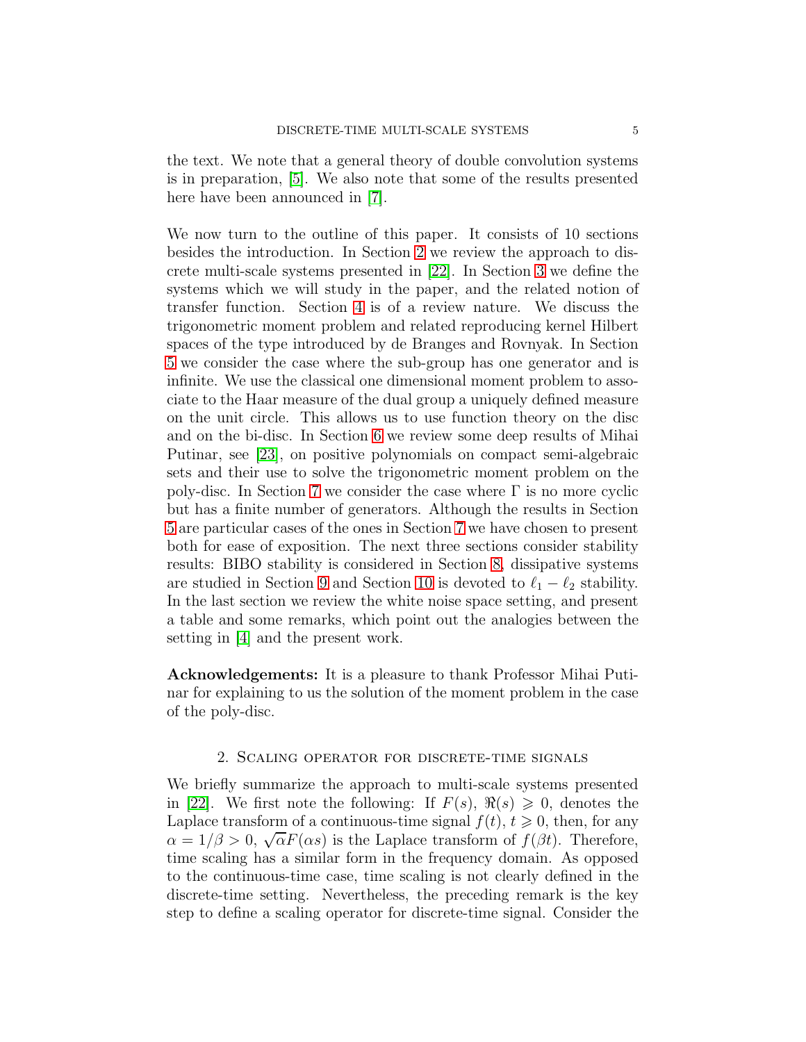the text. We note that a general theory of double convolution systems is in preparation, [5]. We also note that some of the results presented here have been announced in [7].

We now turn to the outline of this paper. It consists of 10 sections besides the introduction. In Section 2 we review the approach to discrete multi-scale systems presented in [22]. In Section 3 we define the systems which we will study in the paper, and the related notion of transfer function. Section 4 is of a review nature. We discuss the trigonometric moment problem and related reproducing kernel Hilbert spaces of the type introduced by de Branges and Rovnyak. In Section 5 we consider the case where the sub-group has one generator and is infinite. We use the classical one dimensional moment problem to associate to the Haar measure of the dual group a uniquely defined measure on the unit circle. This allows us to use function theory on the disc and on the bi-disc. In Section 6 we review some deep results of Mihai Putinar, see [23], on positive polynomials on compact semi-algebraic sets and their use to solve the trigonometric moment problem on the poly-disc. In Section 7 we consider the case where $\Gamma$ is no more cyclic but has a finite number of generators. Although the results in Section 5 are particular cases of the ones in Section 7 we have chosen to present both for ease of exposition. The next three sections consider stability results: BIBO stability is considered in Section 8, dissipative systems are studied in Section 9 and Section 10 is devoted to $\ell_1 - \ell_2$ stability. In the last section we review the white noise space setting, and present a table and some remarks, which point out the analogies between the setting in [4] and the present work.

**Acknowledgements:** It is a pleasure to thank Professor Mihai Putinar for explaining to us the solution of the moment problem in the case of the poly-disc.

## 2. Scaling operator for discrete-time signals

We briefly summarize the approach to multi-scale systems presented in [22]. We first note the following: If $F(s)$, $\Re(s) \geqslant 0$, denotes the Laplace transform of a continuous-time signal $f(t)$, $t \geqslant 0$, then, for any $\alpha = 1/\beta > 0$, $\sqrt{\alpha}F(\alpha s)$ is the Laplace transform of $f(\beta t)$. Therefore, time scaling has a similar form in the frequency domain. As opposed to the continuous-time case, time scaling is not clearly defined in the discrete-time setting. Nevertheless, the preceding remark is the key step to define a scaling operator for discrete-time signal. Consider the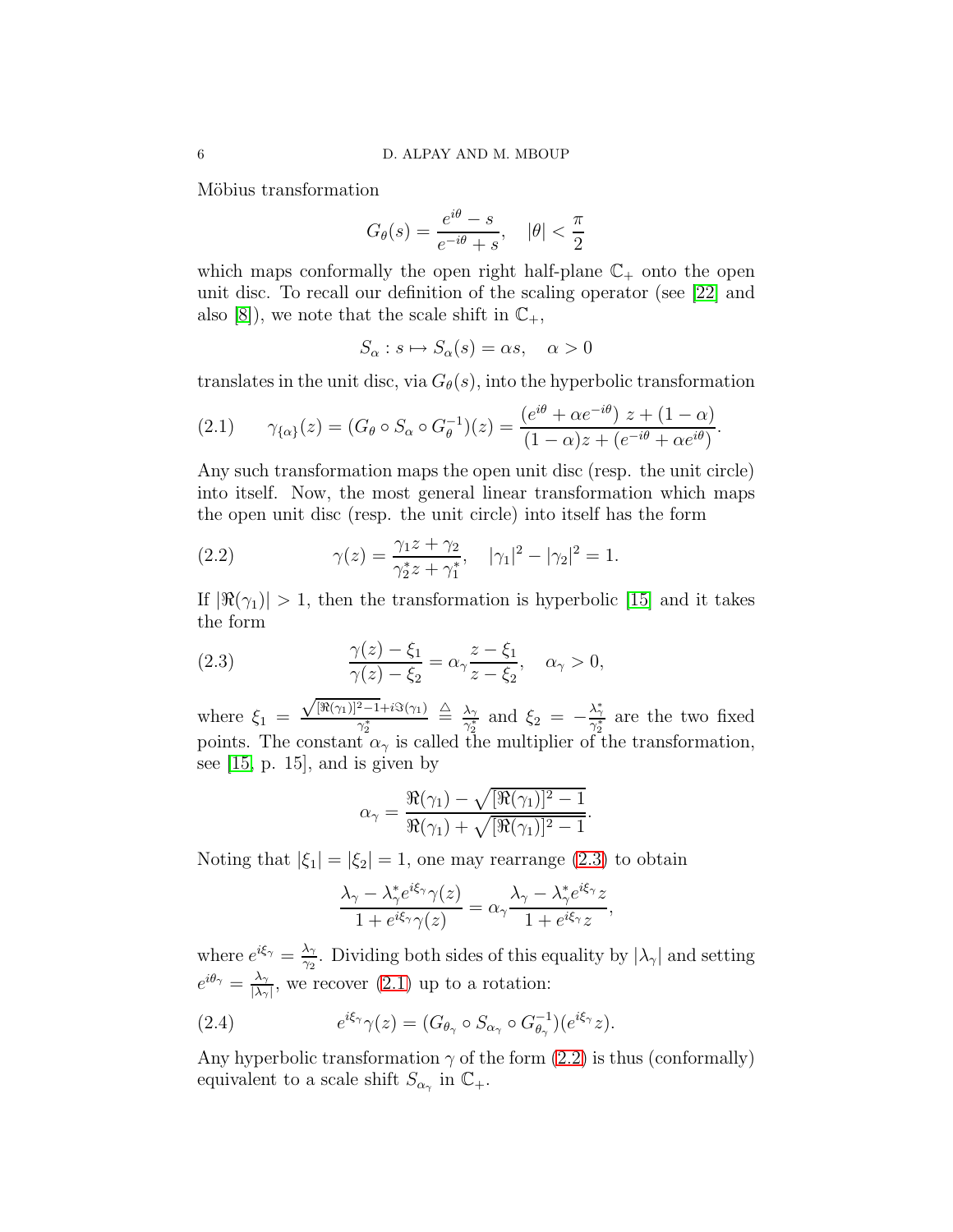Möbius transformation

$$G_\theta(s) = \frac{e^{i\theta} - s}{e^{-i\theta} + s}, \quad |\theta| < \frac{\pi}{2}$$

which maps conformally the open right half-plane $\mathbb{C}_+$ onto the open unit disc. To recall our definition of the scaling operator (see [22] and also [8]), we note that the scale shift in $\mathbb{C}_+$,

$$S_\alpha : s \mapsto S_\alpha(s) = \alpha s, \quad \alpha > 0$$

translates in the unit disc, via $G_\theta(s)$, into the hyperbolic transformation

$$\gamma_{\{\alpha\}}(z) = (G_\theta \circ S_\alpha \circ G_\theta^{-1})(z) = \frac{\left(e^{i\theta} + \alpha e^{-i\theta}\right) z + (1 - \alpha)}{(1 - \alpha) z + \left(e^{-i\theta} + \alpha e^{i\theta}\right)}. \tag{2.1}$$

Any such transformation maps the open unit disc (resp. the unit circle) into itself. Now, the most general linear transformation which maps the open unit disc (resp. the unit circle) into itself has the form

$$\gamma(z) = \frac{\gamma_1 z + \gamma_2}{\gamma_2^* z + \gamma_1^*}, \quad |\gamma_1|^2 - |\gamma_2|^2 = 1. \tag{2.2}$$

If $|\Re(\gamma_1)| > 1$, then the transformation is hyperbolic [15] and it takes the form

$$\frac{\gamma(z) - \xi_1}{\gamma(z) - \xi_2} = \alpha_\gamma \frac{z - \xi_1}{z - \xi_2}, \quad \alpha_\gamma > 0, \tag{2.3}$$

where $\xi_1 = \frac{\sqrt{[\Re(\gamma_1)]^2 - 1} + i\Im(\gamma_1)}{\gamma_2^*} \triangleq \frac{\lambda_\gamma}{\gamma_2^*}$ and $\xi_2 = -\frac{\lambda_\gamma^*}{\gamma_2^*}$ are the two fixed points. The constant $\alpha_\gamma$ is called the multiplier of the transformation, see [15, p. 15], and is given by

$$\alpha_\gamma = \frac{\Re(\gamma_1) - \sqrt{[\Re(\gamma_1)]^2 - 1}}{\Re(\gamma_1) + \sqrt{[\Re(\gamma_1)]^2 - 1}}.$$

Noting that $|\xi_1| = |\xi_2| = 1$, one may rearrange (2.3) to obtain

$$\frac{\lambda_\gamma - \lambda_\gamma^* e^{i\xi_\gamma} \gamma(z)}{1 + e^{i\xi_\gamma} \gamma(z)} = \alpha_\gamma \frac{\lambda_\gamma - \lambda_\gamma^* e^{i\xi_\gamma} z}{1 + e^{i\xi_\gamma} z},$$

where $e^{i\xi_\gamma} = \frac{\lambda_\gamma}{\gamma_2}$. Dividing both sides of this equality by $|\lambda_\gamma|$ and setting $e^{i\theta_\gamma} = \frac{\lambda_\gamma}{|\lambda_\gamma|}$, we recover (2.1) up to a rotation:

$$e^{i\xi_\gamma} \gamma(z) = (G_{\theta_\gamma} \circ S_{\alpha_\gamma} \circ G_{\theta_\gamma}^{-1})(e^{i\xi_\gamma} z). \tag{2.4}$$

Any hyperbolic transformation $\gamma$ of the form (2.2) is thus (conformally) equivalent to a scale shift $S_{\alpha_\gamma}$ in $\mathbb{C}_+$.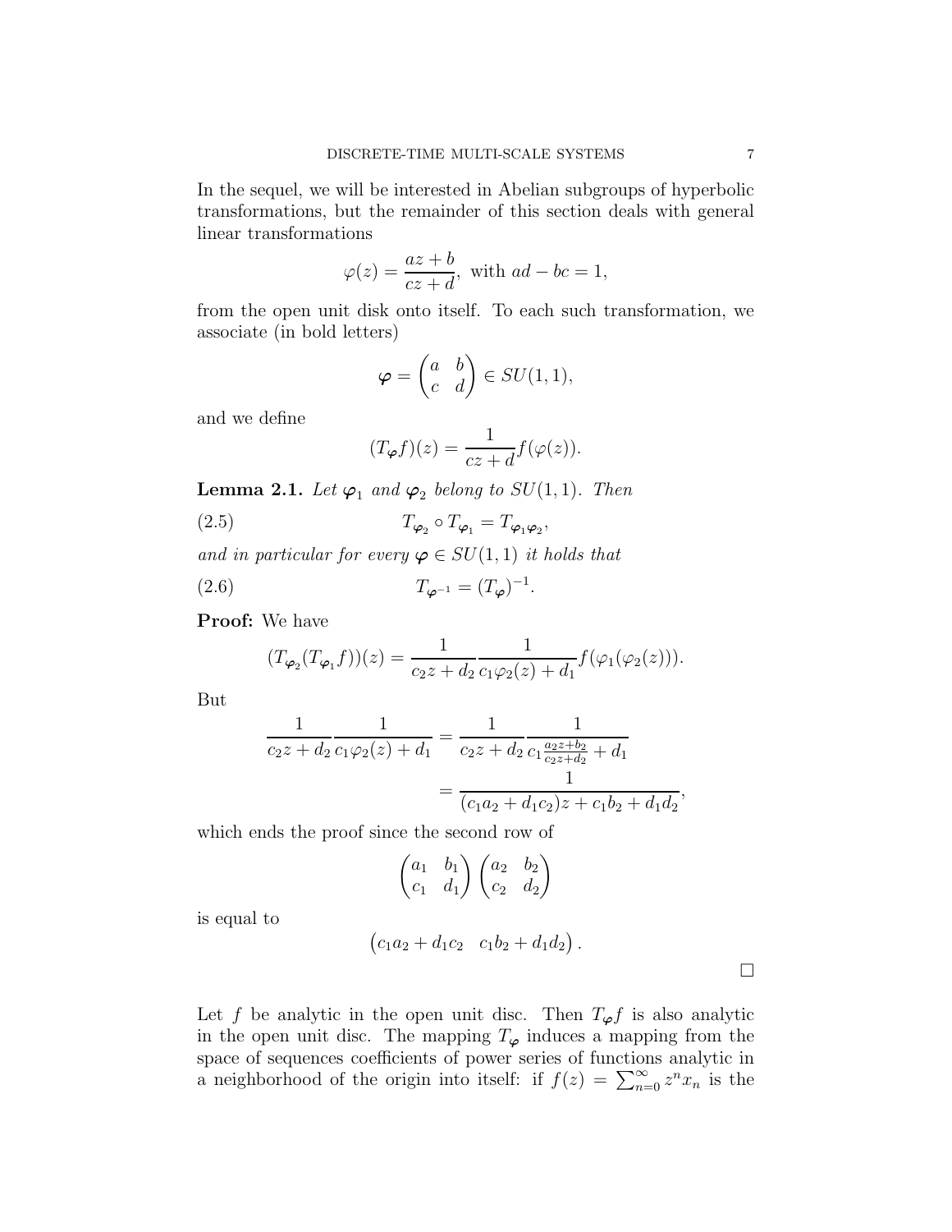In the sequel, we will be interested in Abelian subgroups of hyperbolic transformations, but the remainder of this section deals with general linear transformations

$$\varphi(z) = \frac{az+b}{cz+d}, \text{ with } ad-bc=1,$$

from the open unit disk onto itself. To each such transformation, we associate (in bold letters)

$$\boldsymbol{\varphi} = \begin{pmatrix} a & b \\ c & d \end{pmatrix} \in SU(1,1),$$

and we define

$$(T_{\boldsymbol{\varphi}} f)(z) = \frac{1}{cz+d} f(\varphi(z)).$$

**Lemma 2.1.** *Let $\boldsymbol{\varphi}_1$ and $\boldsymbol{\varphi}_2$ belong to $SU(1,1)$. Then*

$$T_{\boldsymbol{\varphi}_2} \circ T_{\boldsymbol{\varphi}_1} = T_{\boldsymbol{\varphi}_1 \boldsymbol{\varphi}_2}, \tag{2.5}$$

*and in particular for every $\boldsymbol{\varphi} \in SU(1,1)$ it holds that*

$$T_{\boldsymbol{\varphi}^{-1}} = (T_{\boldsymbol{\varphi}})^{-1}. \tag{2.6}$$

**Proof:** We have

$$(T_{\boldsymbol{\varphi}_2}(T_{\boldsymbol{\varphi}_1} f))(z) = \frac{1}{c_2 z + d_2} \frac{1}{c_1 \varphi_2(z) + d_1} f(\varphi_1(\varphi_2(z))).$$

But

$$\begin{aligned} \frac{1}{c_2 z + d_2} \frac{1}{c_1 \varphi_2(z) + d_1} &= \frac{1}{c_2 z + d_2} \frac{1}{c_1 \frac{a_2 z + b_2}{c_2 z + d_2} + d_1} \\ &= \frac{1}{(c_1 a_2 + d_1 c_2) z + c_1 b_2 + d_1 d_2}, \end{aligned}$$

which ends the proof since the second row of

$$\begin{pmatrix} a_1 & b_1 \\ c_1 & d_1 \end{pmatrix} \begin{pmatrix} a_2 & b_2 \\ c_2 & d_2 \end{pmatrix}$$

is equal to

$$\begin{pmatrix} c_1 a_2 + d_1 c_2 & c_1 b_2 + d_1 d_2 \end{pmatrix}.$$

$\square$

Let $f$ be analytic in the open unit disc. Then $T_{\boldsymbol{\varphi}} f$ is also analytic in the open unit disc. The mapping $T_{\boldsymbol{\varphi}}$ induces a mapping from the space of sequences coefficients of power series of functions analytic in a neighborhood of the origin into itself: if $f(z) = \sum_{n=0}^{\infty} z^n x_n$ is the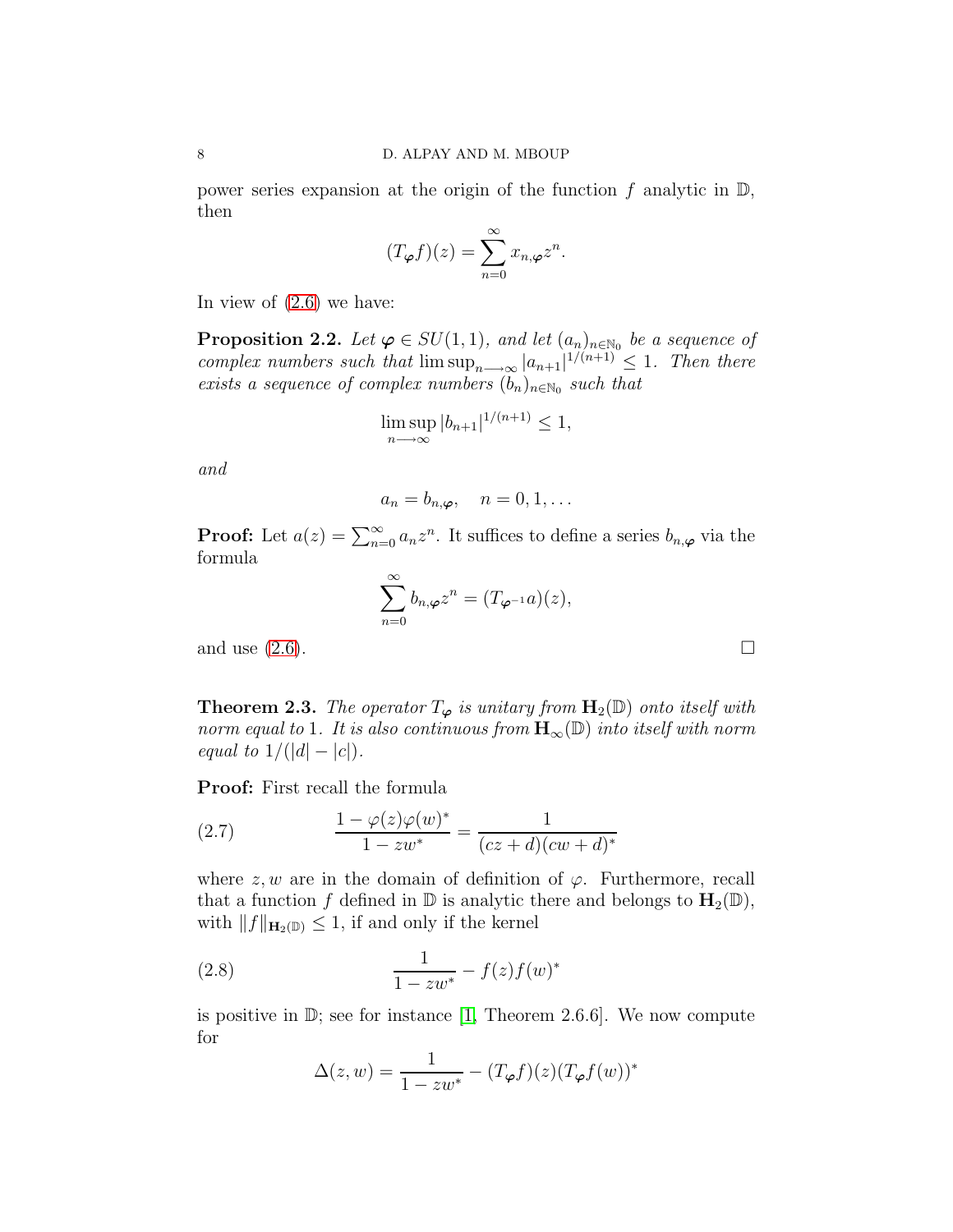power series expansion at the origin of the function $f$ analytic in $\mathbb{D}$, then

$$(T_{\boldsymbol{\varphi}}f)(z) = \sum_{n=0}^{\infty} x_{n,\boldsymbol{\varphi}} z^n.$$

In view of (2.6) we have:

**Proposition 2.2.** *Let $\boldsymbol{\varphi} \in SU(1,1)$, and let $(a_n)_{n\in\mathbb{N}_0}$ be a sequence of complex numbers such that $\limsup_{n\longrightarrow\infty} |a_{n+1}|^{1/(n+1)} \leq 1$. Then there exists a sequence of complex numbers $(b_n)_{n\in\mathbb{N}_0}$ such that*

$$\limsup_{n\longrightarrow\infty} |b_{n+1}|^{1/(n+1)} \leq 1,$$

*and*

$$a_n = b_{n,\boldsymbol{\varphi}}, \quad n = 0, 1, \ldots$$

**Proof:** Let $a(z) = \sum_{n=0}^{\infty} a_n z^n$. It suffices to define a series $b_{n,\boldsymbol{\varphi}}$ via the formula

$$\sum_{n=0}^{\infty} b_{n,\boldsymbol{\varphi}} z^n = (T_{\boldsymbol{\varphi}^{-1}} a)(z),$$

and use (2.6). □

**Theorem 2.3.** *The operator $T_{\boldsymbol{\varphi}}$ is unitary from $\mathbf{H}_2(\mathbb{D})$ onto itself with norm equal to $1$. It is also continuous from $\mathbf{H}_\infty(\mathbb{D})$ into itself with norm equal to $1/(|d| - |c|)$.*

**Proof:** First recall the formula

$$\frac{1 - \varphi(z)\varphi(w)^*}{1 - zw^*} = \frac{1}{(cz + d)(cw + d)^*} \tag{2.7}$$

where $z, w$ are in the domain of definition of $\varphi$. Furthermore, recall that a function $f$ defined in $\mathbb{D}$ is analytic there and belongs to $\mathbf{H}_2(\mathbb{D})$, with $\|f\|_{\mathbf{H}_2(\mathbb{D})} \leq 1$, if and only if the kernel

$$\frac{1}{1 - zw^*} - f(z)f(w)^* \tag{2.8}$$

is positive in $\mathbb{D}$; see for instance [1, Theorem 2.6.6]. We now compute for

$$\Delta(z, w) = \frac{1}{1 - zw^*} - (T_{\boldsymbol{\varphi}}f)(z)(T_{\boldsymbol{\varphi}}f(w))^*$$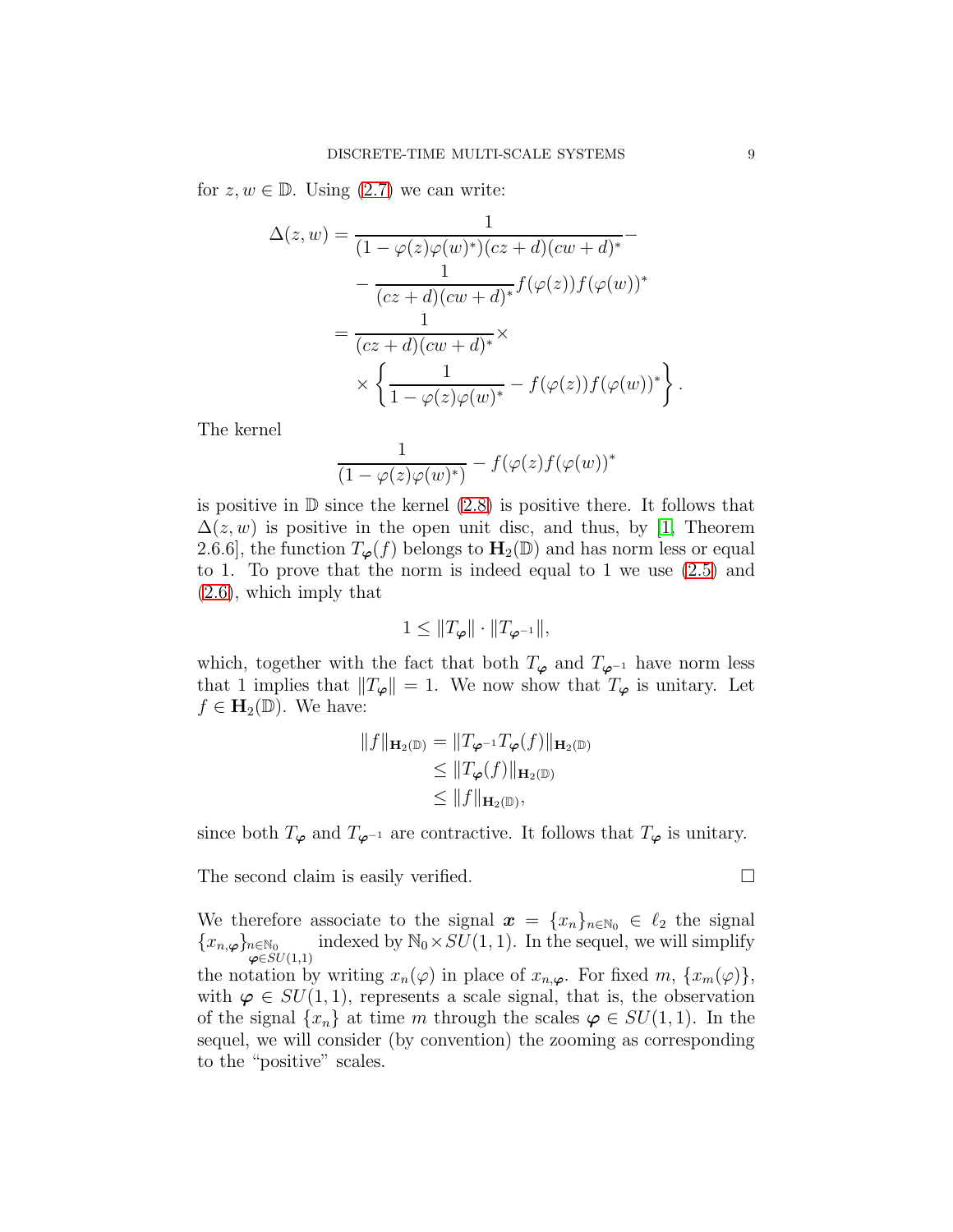for $z, w \in \mathbb{D}$. Using (2.7) we can write:

$$
\begin{aligned}
\Delta(z,w) &= \frac{1}{(1-\varphi(z)\varphi(w)^*)(cz+d)(cw+d)^*} - \\
&\quad - \frac{1}{(cz+d)(cw+d)^*} f(\varphi(z))f(\varphi(w))^* \\
&= \frac{1}{(cz+d)(cw+d)^*} \times \\
&\quad \times \left\{ \frac{1}{1-\varphi(z)\varphi(w)^*} - f(\varphi(z))f(\varphi(w))^* \right\}.
\end{aligned}
$$

The kernel

$$
\frac{1}{(1-\varphi(z)\varphi(w)^*)} - f(\varphi(z)f(\varphi(w))^*
$$

is positive in $\mathbb{D}$ since the kernel (2.8) is positive there. It follows that $\Delta(z,w)$ is positive in the open unit disc, and thus, by [1, Theorem 2.6.6], the function $T_{\boldsymbol{\varphi}}(f)$ belongs to $\mathbf{H}_2(\mathbb{D})$ and has norm less or equal to 1. To prove that the norm is indeed equal to 1 we use (2.5) and (2.6), which imply that

$$
1 \leq \|T_{\boldsymbol{\varphi}}\| \cdot \|T_{\boldsymbol{\varphi}^{-1}}\|,
$$

which, together with the fact that both $T_{\boldsymbol{\varphi}}$ and $T_{\boldsymbol{\varphi}^{-1}}$ have norm less that 1 implies that $\|T_{\boldsymbol{\varphi}}\| = 1$. We now show that $T_{\boldsymbol{\varphi}}$ is unitary. Let $f \in \mathbf{H}_2(\mathbb{D})$. We have:

$$
\begin{aligned}
\|f\|_{\mathbf{H}_2(\mathbb{D})} &= \|T_{\boldsymbol{\varphi}^{-1}} T_{\boldsymbol{\varphi}}(f)\|_{\mathbf{H}_2(\mathbb{D})} \\
&\leq \|T_{\boldsymbol{\varphi}}(f)\|_{\mathbf{H}_2(\mathbb{D})} \\
&\leq \|f\|_{\mathbf{H}_2(\mathbb{D})},
\end{aligned}
$$

since both $T_{\boldsymbol{\varphi}}$ and $T_{\boldsymbol{\varphi}^{-1}}$ are contractive. It follows that $T_{\boldsymbol{\varphi}}$ is unitary.

The second claim is easily verified. $\square$

We therefore associate to the signal $\boldsymbol{x} = \{x_n\}_{n\in\mathbb{N}_0} \in \ell_2$ the signal $\{x_{n,\boldsymbol{\varphi}}\}_{\substack{n\in\mathbb{N}_0 \\ \boldsymbol{\varphi}\in SU(1,1)}}$ indexed by $\mathbb{N}_0 \times SU(1,1)$. In the sequel, we will simplify the notation by writing $x_n(\varphi)$ in place of $x_{n,\boldsymbol{\varphi}}$. For fixed $m$, $\{x_m(\boldsymbol{\varphi})\}$, with $\boldsymbol{\varphi} \in SU(1,1)$, represents a scale signal, that is, the observation of the signal $\{x_n\}$ at time $m$ through the scales $\boldsymbol{\varphi} \in SU(1,1)$. In the sequel, we will consider (by convention) the zooming as corresponding to the "positive" scales.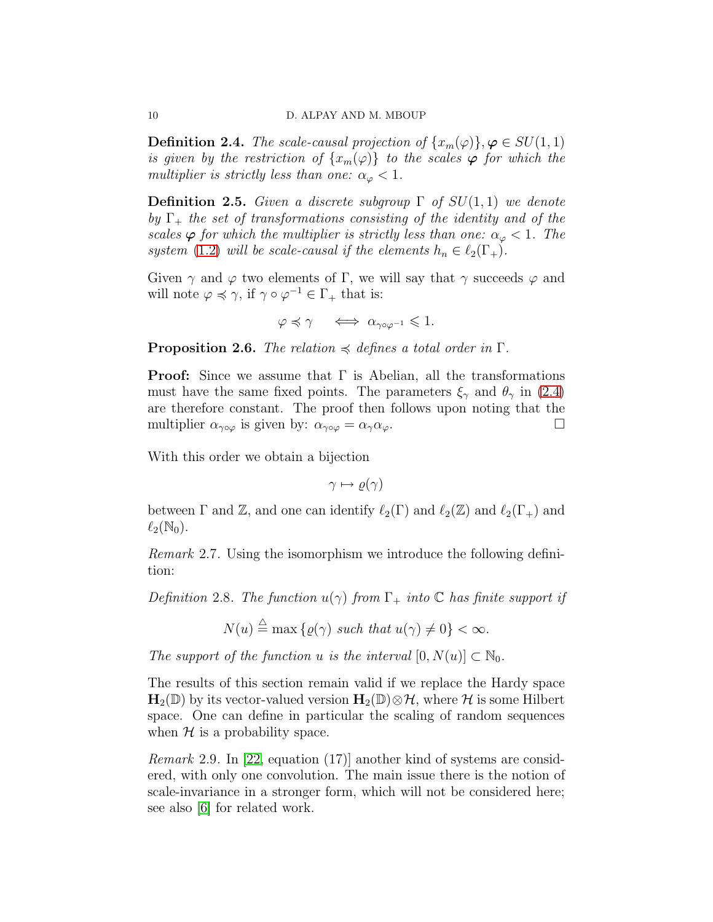**Definition 2.4.** *The scale-causal projection of $\{x_m(\varphi)\}, \boldsymbol{\varphi} \in SU(1,1)$ is given by the restriction of $\{x_m(\varphi)\}$ to the scales $\boldsymbol{\varphi}$ for which the multiplier is strictly less than one: $\alpha_\varphi < 1$.*

**Definition 2.5.** *Given a discrete subgroup $\Gamma$ of $SU(1,1)$ we denote by $\Gamma_+$ the set of transformations consisting of the identity and of the scales $\boldsymbol{\varphi}$ for which the multiplier is strictly less than one: $\alpha_\varphi < 1$. The system* (1.2) *will be scale-causal if the elements $h_n \in \ell_2(\Gamma_+)$.*

Given $\gamma$ and $\varphi$ two elements of $\Gamma$, we will say that $\gamma$ succeeds $\varphi$ and will note $\varphi \preccurlyeq \gamma$, if $\gamma \circ \varphi^{-1} \in \Gamma_+$ that is:

$$\varphi \preccurlyeq \gamma \quad \iff \alpha_{\gamma \circ \varphi^{-1}} \leqslant 1.$$

**Proposition 2.6.** *The relation $\preccurlyeq$ defines a total order in $\Gamma$.*

**Proof:** Since we assume that $\Gamma$ is Abelian, all the transformations must have the same fixed points. The parameters $\xi_\gamma$ and $\theta_\gamma$ in (2.4) are therefore constant. The proof then follows upon noting that the multiplier $\alpha_{\gamma\circ\varphi}$ is given by: $\alpha_{\gamma\circ\varphi} = \alpha_\gamma \alpha_\varphi$. $\square$

With this order we obtain a bijection

$$\gamma \mapsto \varrho(\gamma)$$

between $\Gamma$ and $\mathbb{Z}$, and one can identify $\ell_2(\Gamma)$ and $\ell_2(\mathbb{Z})$ and $\ell_2(\Gamma_+)$ and $\ell_2(\mathbb{N}_0)$.

*Remark* 2.7. Using the isomorphism we introduce the following definition:

*Definition* 2.8. *The function $u(\gamma)$ from $\Gamma_+$ into $\mathbb{C}$ has finite support if*

$$N(u) \stackrel{\triangle}{=} \max\{\varrho(\gamma) \text{ such that } u(\gamma) \neq 0\} < \infty.$$

*The support of the function $u$ is the interval $[0, N(u)] \subset \mathbb{N}_0$.*

The results of this section remain valid if we replace the Hardy space $\mathbf{H}_2(\mathbb{D})$ by its vector-valued version $\mathbf{H}_2(\mathbb{D}) \otimes \mathcal{H}$, where $\mathcal{H}$ is some Hilbert space. One can define in particular the scaling of random sequences when $\mathcal{H}$ is a probability space.

*Remark* 2.9. In [22, equation (17)] another kind of systems are considered, with only one convolution. The main issue there is the notion of scale-invariance in a stronger form, which will not be considered here; see also [6] for related work.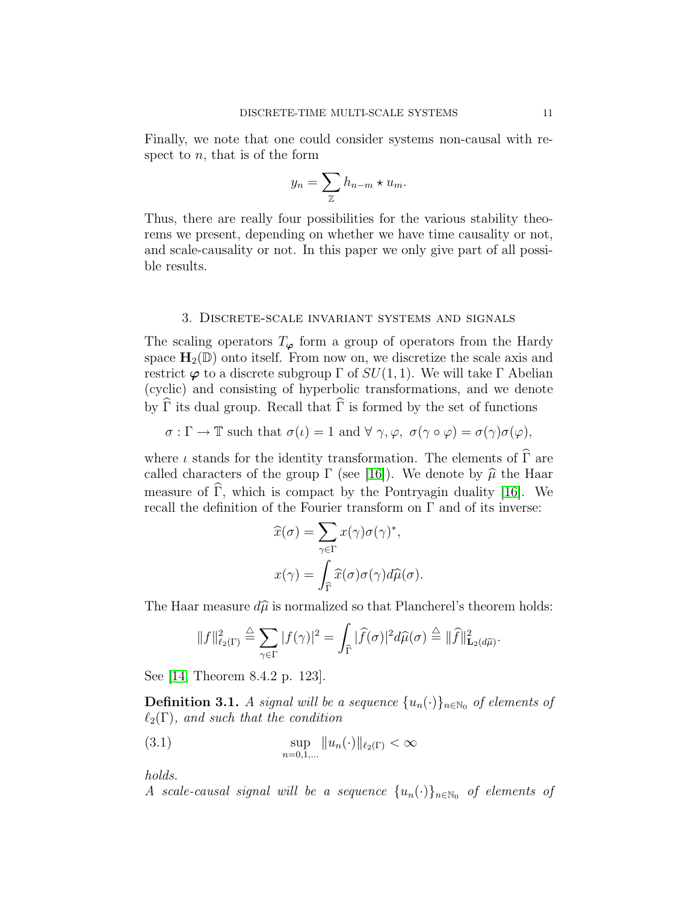Finally, we note that one could consider systems non-causal with respect to $n$, that is of the form

$$y_n = \sum_{\mathbb{Z}} h_{n-m} \star u_m.$$

Thus, there are really four possibilities for the various stability theorems we present, depending on whether we have time causality or not, and scale-causality or not. In this paper we only give part of all possible results.

## 3. Discrete-scale invariant systems and signals

The scaling operators $T_{\boldsymbol{\varphi}}$ form a group of operators from the Hardy space $\mathbf{H}_2(\mathbb{D})$ onto itself. From now on, we discretize the scale axis and restrict $\boldsymbol{\varphi}$ to a discrete subgroup $\Gamma$ of $SU(1,1)$. We will take $\Gamma$ Abelian (cyclic) and consisting of hyperbolic transformations, and we denote by $\widehat{\Gamma}$ its dual group. Recall that $\widehat{\Gamma}$ is formed by the set of functions

$$\sigma : \Gamma \to \mathbb{T} \text{ such that } \sigma(\iota) = 1 \text{ and } \forall\ \gamma, \varphi,\ \sigma(\gamma \circ \varphi) = \sigma(\gamma)\sigma(\varphi),$$

where $\iota$ stands for the identity transformation. The elements of $\widehat{\Gamma}$ are called characters of the group $\Gamma$ (see [16]). We denote by $\widehat{\mu}$ the Haar measure of $\widehat{\Gamma}$, which is compact by the Pontryagin duality [16]. We recall the definition of the Fourier transform on $\Gamma$ and of its inverse:

$$\widehat{x}(\sigma) = \sum_{\gamma \in \Gamma} x(\gamma)\sigma(\gamma)^*,$$

$$x(\gamma) = \int_{\widehat{\Gamma}} \widehat{x}(\sigma)\sigma(\gamma) d\widehat{\mu}(\sigma).$$

The Haar measure $d\widehat{\mu}$ is normalized so that Plancherel's theorem holds:

$$\|f\|^2_{\ell_2(\Gamma)} \stackrel{\triangle}{=} \sum_{\gamma \in \Gamma} |f(\gamma)|^2 = \int_{\widehat{\Gamma}} |\widehat{f}(\sigma)|^2 d\widehat{\mu}(\sigma) \stackrel{\triangle}{=} \|\widehat{f}\|^2_{\mathbf{L}_2(d\widehat{\mu})}.$$

See [14, Theorem 8.4.2 p. 123].

**Definition 3.1.** *A signal will be a sequence $\{u_n(\cdot)\}_{n \in \mathbb{N}_0}$ of elements of $\ell_2(\Gamma)$, and such that the condition*

$$\sup_{n=0,1,\ldots} \|u_n(\cdot)\|_{\ell_2(\Gamma)} < \infty \tag{3.1}$$

*holds.*
*A scale-causal signal will be a sequence $\{u_n(\cdot)\}_{n \in \mathbb{N}_0}$ of elements of*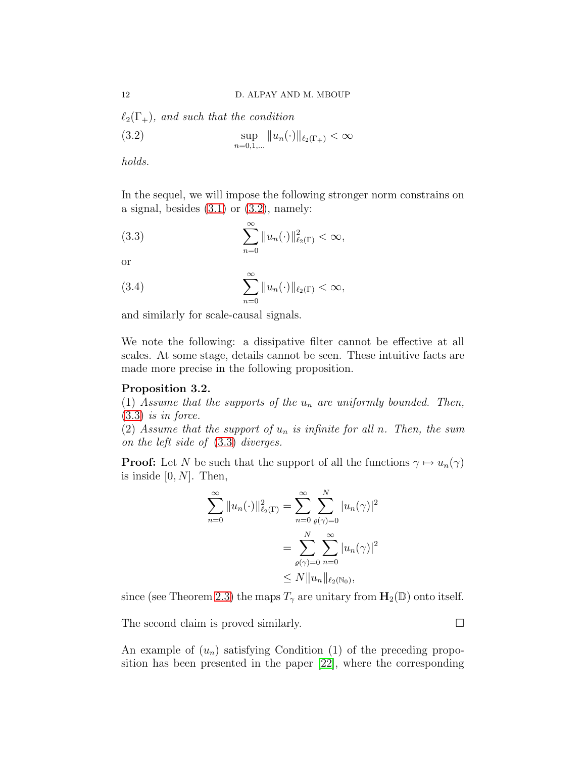$\ell_2(\Gamma_+)$, *and such that the condition*

$$\sup_{n=0,1,\ldots} \|u_n(\cdot)\|_{\ell_2(\Gamma_+)} < \infty \tag{3.2}$$

*holds.*

In the sequel, we will impose the following stronger norm constrains on a signal, besides (3.1) or (3.2), namely:

$$\sum_{n=0}^{\infty} \|u_n(\cdot)\|^2_{\ell_2(\Gamma)} < \infty, \tag{3.3}$$

or

$$\sum_{n=0}^{\infty} \|u_n(\cdot)\|_{\ell_2(\Gamma)} < \infty, \tag{3.4}$$

and similarly for scale-causal signals.

We note the following: a dissipative filter cannot be effective at all scales. At some stage, details cannot be seen. These intuitive facts are made more precise in the following proposition.

**Proposition 3.2.**
(1) *Assume that the supports of the $u_n$ are uniformly bounded. Then,* (3.3) *is in force.*
(2) *Assume that the support of $u_n$ is infinite for all $n$. Then, the sum on the left side of* (3.3) *diverges.*

**Proof:** Let $N$ be such that the support of all the functions $\gamma \mapsto u_n(\gamma)$ is inside $[0, N]$. Then,

$$\begin{aligned}
\sum_{n=0}^{\infty} \|u_n(\cdot)\|^2_{\ell_2(\Gamma)} &= \sum_{n=0}^{\infty} \sum_{\varrho(\gamma)=0}^{N} |u_n(\gamma)|^2 \\
&= \sum_{\varrho(\gamma)=0}^{N} \sum_{n=0}^{\infty} |u_n(\gamma)|^2 \\
&\leq N \|u_n\|_{\ell_2(\mathbb{N}_0)},
\end{aligned}$$

since (see Theorem 2.3) the maps $T_\gamma$ are unitary from $\mathbf{H}_2(\mathbb{D})$ onto itself.

The second claim is proved similarly. $\square$

An example of $(u_n)$ satisfying Condition (1) of the preceding proposition has been presented in the paper [22], where the corresponding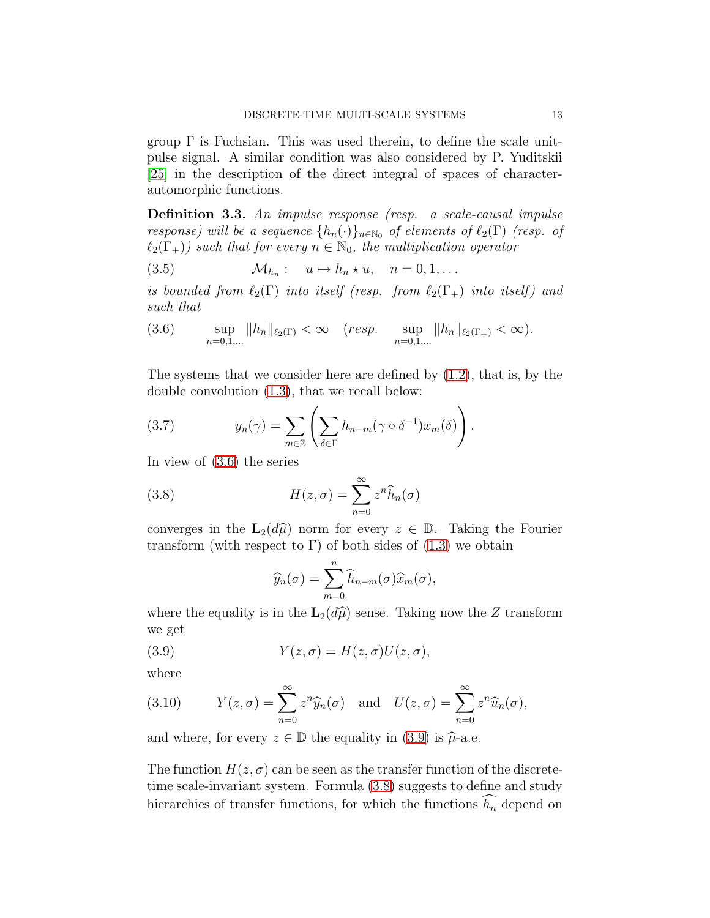group $\Gamma$ is Fuchsian. This was used therein, to define the scale unit-pulse signal. A similar condition was also considered by P. Yuditskii [25] in the description of the direct integral of spaces of character-automorphic functions.

**Definition 3.3.** *An impulse response (resp. a scale-causal impulse response) will be a sequence $\{h_n(\cdot)\}_{n\in\mathbb{N}_0}$ of elements of $\ell_2(\Gamma)$ (resp. of $\ell_2(\Gamma_+)$) such that for every $n \in \mathbb{N}_0$, the multiplication operator*

$$\mathcal{M}_{h_n}: \quad u \mapsto h_n \star u, \quad n = 0, 1, \dots \tag{3.5}$$

*is bounded from $\ell_2(\Gamma)$ into itself (resp. from $\ell_2(\Gamma_+)$ into itself) and such that*

$$\sup_{n=0,1,\dots} \|h_n\|_{\ell_2(\Gamma)} < \infty \quad (\textit{resp.} \quad \sup_{n=0,1,\dots} \|h_n\|_{\ell_2(\Gamma_+)} < \infty). \tag{3.6}$$

The systems that we consider here are defined by (1.2), that is, by the double convolution (1.3), that we recall below:

$$y_n(\gamma) = \sum_{m\in\mathbb{Z}} \left( \sum_{\delta\in\Gamma} h_{n-m}(\gamma \circ \delta^{-1}) x_m(\delta) \right). \tag{3.7}$$

In view of (3.6) the series

$$H(z, \sigma) = \sum_{n=0}^{\infty} z^n \widehat{h}_n(\sigma) \tag{3.8}$$

converges in the $\mathbf{L}_2(d\widehat{\mu})$ norm for every $z \in \mathbb{D}$. Taking the Fourier transform (with respect to $\Gamma$) of both sides of (1.3) we obtain

$$\widehat{y}_n(\sigma) = \sum_{m=0}^{n} \widehat{h}_{n-m}(\sigma)\widehat{x}_m(\sigma),$$

where the equality is in the $\mathbf{L}_2(d\widehat{\mu})$ sense. Taking now the $Z$ transform we get

$$Y(z, \sigma) = H(z, \sigma)U(z, \sigma), \tag{3.9}$$

where

$$Y(z, \sigma) = \sum_{n=0}^{\infty} z^n \widehat{y}_n(\sigma) \quad \text{and} \quad U(z, \sigma) = \sum_{n=0}^{\infty} z^n \widehat{u}_n(\sigma), \tag{3.10}$$

and where, for every $z \in \mathbb{D}$ the equality in (3.9) is $\widehat{\mu}$-a.e.

The function $H(z, \sigma)$ can be seen as the transfer function of the discrete-time scale-invariant system. Formula (3.8) suggests to define and study hierarchies of transfer functions, for which the functions $\widehat{h}_n$ depend on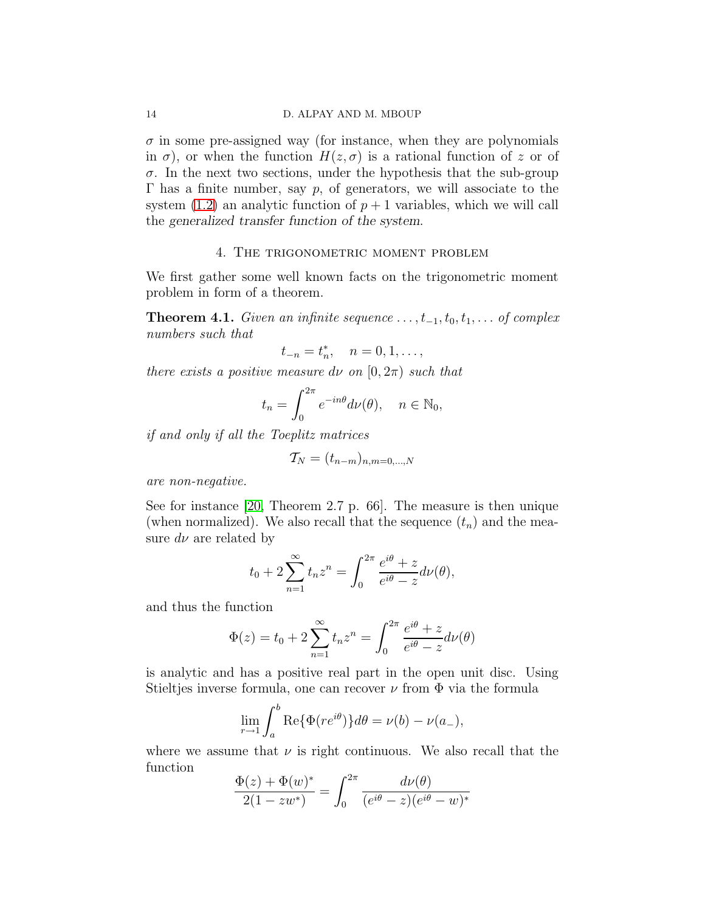$\sigma$ in some pre-assigned way (for instance, when they are polynomials in $\sigma$), or when the function $H(z,\sigma)$ is a rational function of $z$ or of $\sigma$. In the next two sections, under the hypothesis that the sub-group $\Gamma$ has a finite number, say $p$, of generators, we will associate to the system (1.2) an analytic function of $p+1$ variables, which we will call the *generalized transfer function of the system*.

## 4. The trigonometric moment problem

We first gather some well known facts on the trigonometric moment problem in form of a theorem.

**Theorem 4.1.** *Given an infinite sequence $\ldots, t_{-1}, t_0, t_1, \ldots$ of complex numbers such that*

$$t_{-n} = t_n^*, \quad n = 0, 1, \ldots,$$

*there exists a positive measure $d\nu$ on $[0, 2\pi)$ such that*

$$t_n = \int_0^{2\pi} e^{-in\theta} d\nu(\theta), \quad n \in \mathbb{N}_0,$$

*if and only if all the Toeplitz matrices*

$$\mathcal{T}_N = (t_{n-m})_{n,m=0,\ldots,N}$$

*are non-negative.*

See for instance [20, Theorem 2.7 p. 66]. The measure is then unique (when normalized). We also recall that the sequence $(t_n)$ and the measure $d\nu$ are related by

$$t_0 + 2\sum_{n=1}^{\infty} t_n z^n = \int_0^{2\pi} \frac{e^{i\theta} + z}{e^{i\theta} - z} d\nu(\theta),$$

and thus the function

$$\Phi(z) = t_0 + 2\sum_{n=1}^{\infty} t_n z^n = \int_0^{2\pi} \frac{e^{i\theta} + z}{e^{i\theta} - z} d\nu(\theta)$$

is analytic and has a positive real part in the open unit disc. Using Stieltjes inverse formula, one can recover $\nu$ from $\Phi$ via the formula

$$\lim_{r \to 1} \int_a^b \mathrm{Re}\{\Phi(re^{i\theta})\} d\theta = \nu(b) - \nu(a_-),$$

where we assume that $\nu$ is right continuous. We also recall that the function

$$\frac{\Phi(z) + \Phi(w)^*}{2(1 - zw^*)} = \int_0^{2\pi} \frac{d\nu(\theta)}{(e^{i\theta} - z)(e^{i\theta} - w)^*}$$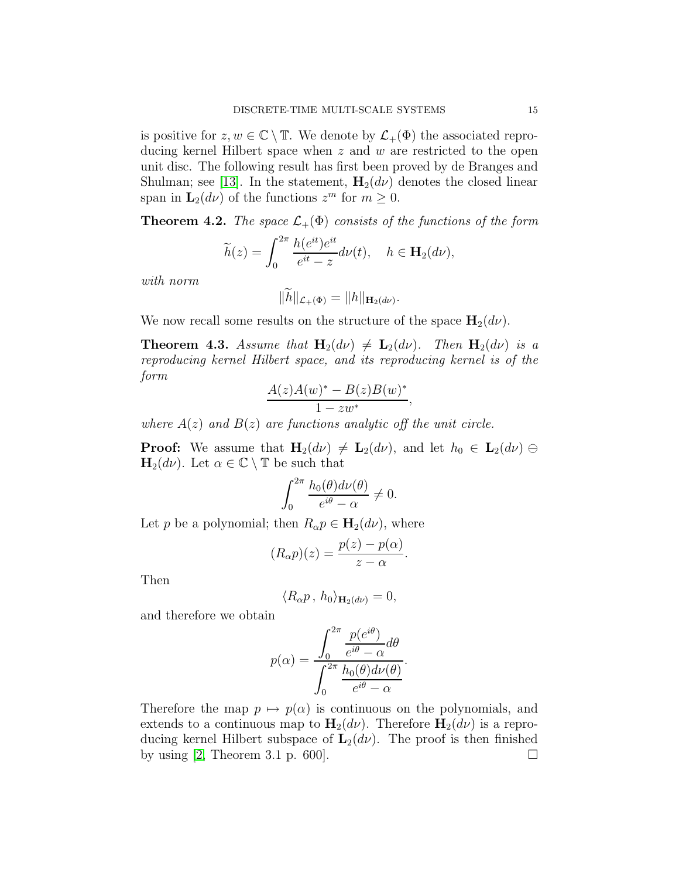is positive for $z, w \in \mathbb{C} \setminus \mathbb{T}$. We denote by $\mathcal{L}_+(\Phi)$ the associated reproducing kernel Hilbert space when $z$ and $w$ are restricted to the open unit disc. The following result has first been proved by de Branges and Shulman; see [13]. In the statement, $\mathbf{H}_2(d\nu)$ denotes the closed linear span in $\mathbf{L}_2(d\nu)$ of the functions $z^m$ for $m \geq 0$.

**Theorem 4.2.** *The space $\mathcal{L}_+(\Phi)$ consists of the functions of the form*

$$\widetilde{h}(z) = \int_0^{2\pi} \frac{h(e^{it})e^{it}}{e^{it} - z} d\nu(t), \quad h \in \mathbf{H}_2(d\nu),$$

*with norm*

$$\|\widetilde{h}\|_{\mathcal{L}_+(\Phi)} = \|h\|_{\mathbf{H}_2(d\nu)}.$$

We now recall some results on the structure of the space $\mathbf{H}_2(d\nu)$.

**Theorem 4.3.** *Assume that $\mathbf{H}_2(d\nu) \neq \mathbf{L}_2(d\nu)$. Then $\mathbf{H}_2(d\nu)$ is a reproducing kernel Hilbert space, and its reproducing kernel is of the form*

$$\frac{A(z)A(w)^* - B(z)B(w)^*}{1 - zw^*},$$

*where $A(z)$ and $B(z)$ are functions analytic off the unit circle.*

**Proof:** We assume that $\mathbf{H}_2(d\nu) \neq \mathbf{L}_2(d\nu)$, and let $h_0 \in \mathbf{L}_2(d\nu) \ominus \mathbf{H}_2(d\nu)$. Let $\alpha \in \mathbb{C} \setminus \mathbb{T}$ be such that

$$\int_0^{2\pi} \frac{h_0(\theta) d\nu(\theta)}{e^{i\theta} - \alpha} \neq 0.$$

Let $p$ be a polynomial; then $R_\alpha p \in \mathbf{H}_2(d\nu)$, where

$$(R_\alpha p)(z) = \frac{p(z) - p(\alpha)}{z - \alpha}.$$

Then

$$\langle R_\alpha p \,,\, h_0 \rangle_{\mathbf{H}_2(d\nu)} = 0,$$

and therefore we obtain

$$p(\alpha) = \frac{\displaystyle\int_0^{2\pi} \frac{p(e^{i\theta})}{e^{i\theta} - \alpha} d\theta}{\displaystyle\int_0^{2\pi} \frac{h_0(\theta) d\nu(\theta)}{e^{i\theta} - \alpha}}.$$

Therefore the map $p \mapsto p(\alpha)$ is continuous on the polynomials, and extends to a continuous map to $\mathbf{H}_2(d\nu)$. Therefore $\mathbf{H}_2(d\nu)$ is a reproducing kernel Hilbert subspace of $\mathbf{L}_2(d\nu)$. The proof is then finished by using [2, Theorem 3.1 p. 600]. $\square$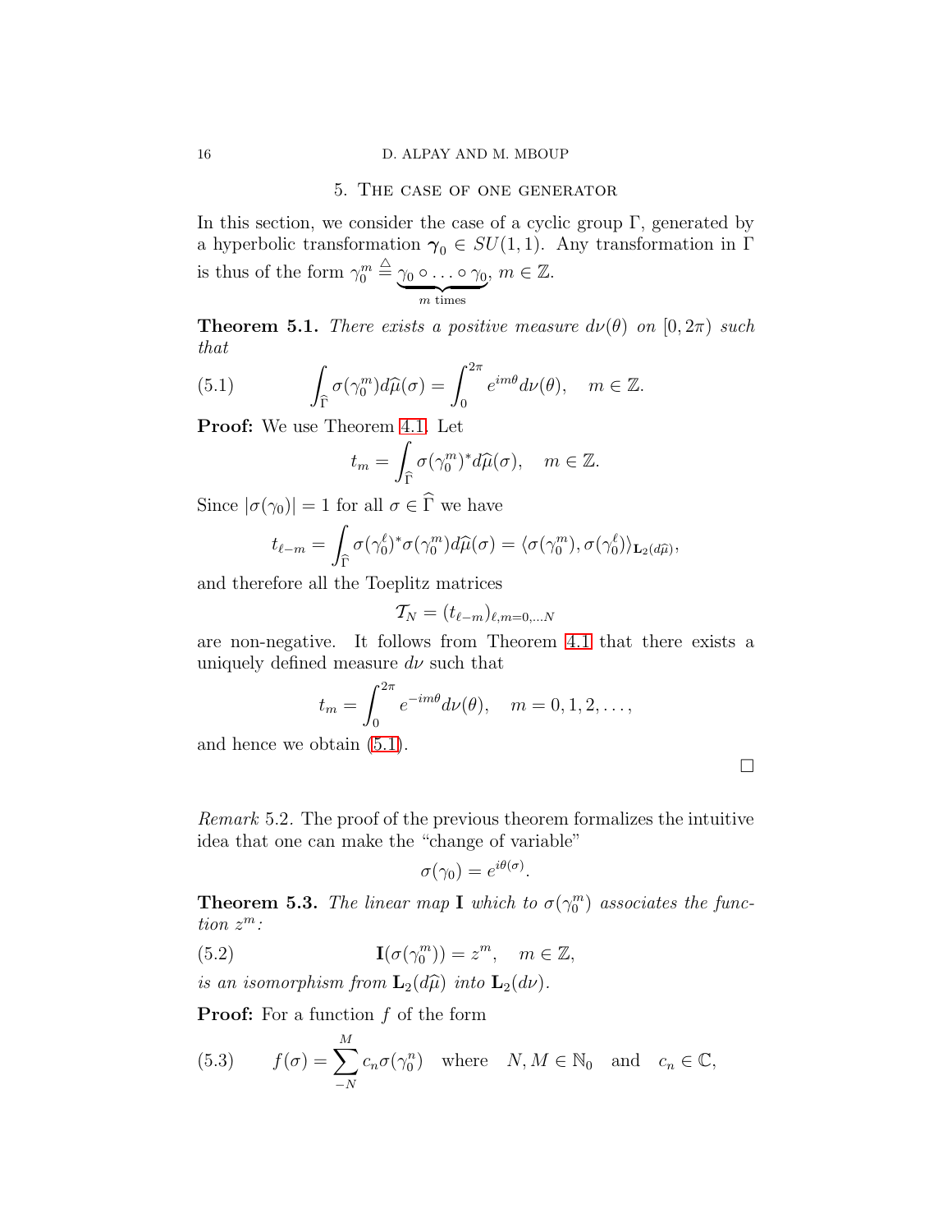## 5. The case of one generator

In this section, we consider the case of a cyclic group $\Gamma$, generated by a hyperbolic transformation $\boldsymbol{\gamma}_0 \in SU(1,1)$. Any transformation in $\Gamma$ is thus of the form $\gamma_0^m \stackrel{\triangle}{=} \underbrace{\gamma_0 \circ \ldots \circ \gamma_0}_{m \text{ times}}$, $m \in \mathbb{Z}$.

**Theorem 5.1.** *There exists a positive measure $d\nu(\theta)$ on $[0, 2\pi)$ such that*

$$\int_{\widehat{\Gamma}} \sigma(\gamma_0^m) d\widehat{\mu}(\sigma) = \int_0^{2\pi} e^{im\theta} d\nu(\theta), \quad m \in \mathbb{Z}. \tag{5.1}$$

**Proof:** We use Theorem 4.1. Let

$$t_m = \int_{\widehat{\Gamma}} \sigma(\gamma_0^m)^* d\widehat{\mu}(\sigma), \quad m \in \mathbb{Z}.$$

Since $|\sigma(\gamma_0)| = 1$ for all $\sigma \in \widehat{\Gamma}$ we have

$$t_{\ell - m} = \int_{\widehat{\Gamma}} \sigma(\gamma_0^\ell)^* \sigma(\gamma_0^m) d\widehat{\mu}(\sigma) = \langle \sigma(\gamma_0^m), \sigma(\gamma_0^\ell) \rangle_{\mathbf{L}_2(d\widehat{\mu})},$$

and therefore all the Toeplitz matrices

$$\mathcal{T}_N = (t_{\ell - m})_{\ell, m = 0, \ldots N}$$

are non-negative. It follows from Theorem 4.1 that there exists a uniquely defined measure $d\nu$ such that

$$t_m = \int_0^{2\pi} e^{-im\theta} d\nu(\theta), \quad m = 0, 1, 2, \ldots,$$

and hence we obtain (5.1).

□

*Remark* 5.2. The proof of the previous theorem formalizes the intuitive idea that one can make the "change of variable"

$$\sigma(\gamma_0) = e^{i\theta(\sigma)}.$$

**Theorem 5.3.** *The linear map $\mathbf{I}$ which to $\sigma(\gamma_0^m)$ associates the function $z^m$:*

$$\mathbf{I}(\sigma(\gamma_0^m)) = z^m, \quad m \in \mathbb{Z}, \tag{5.2}$$

*is an isomorphism from $\mathbf{L}_2(d\widehat{\mu})$ into $\mathbf{L}_2(d\nu)$.*

**Proof:** For a function $f$ of the form

$$f(\sigma) = \sum_{-N}^{M} c_n \sigma(\gamma_0^n) \quad \text{where} \quad N, M \in \mathbb{N}_0 \quad \text{and} \quad c_n \in \mathbb{C}, \tag{5.3}$$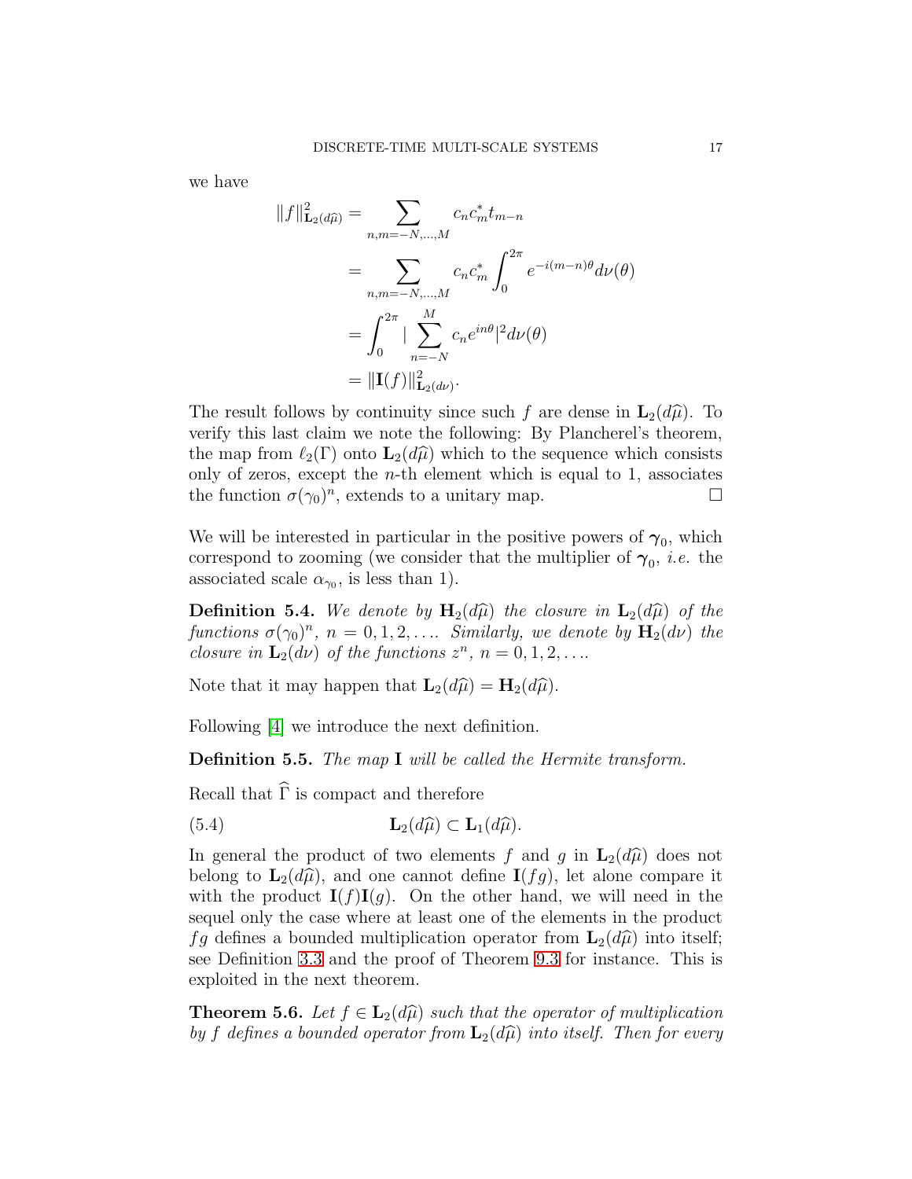we have

$$
\begin{aligned}
\|f\|^2_{\mathbf{L}_2(d\widehat{\mu})} &= \sum_{n,m=-N,\ldots,M} c_n c_m^* t_{m-n} \\
&= \sum_{n,m=-N,\ldots,M} c_n c_m^* \int_0^{2\pi} e^{-i(m-n)\theta} d\nu(\theta) \\
&= \int_0^{2\pi} |\sum_{n=-N}^{M} c_n e^{in\theta}|^2 d\nu(\theta) \\
&= \|\mathbf{I}(f)\|^2_{\mathbf{L}_2(d\nu)}.
\end{aligned}
$$

The result follows by continuity since such $f$ are dense in $\mathbf{L}_2(d\widehat{\mu})$. To verify this last claim we note the following: By Plancherel's theorem, the map from $\ell_2(\Gamma)$ onto $\mathbf{L}_2(d\widehat{\mu})$ which to the sequence which consists only of zeros, except the $n$-th element which is equal to 1, associates the function $\sigma(\gamma_0)^n$, extends to a unitary map. $\square$

We will be interested in particular in the positive powers of $\boldsymbol{\gamma}_0$, which correspond to zooming (we consider that the multiplier of $\boldsymbol{\gamma}_0$, *i.e.* the associated scale $\alpha_{\gamma_0}$, is less than 1).

**Definition 5.4.** *We denote by $\mathbf{H}_2(d\widehat{\mu})$ the closure in $\mathbf{L}_2(d\widehat{\mu})$ of the functions $\sigma(\gamma_0)^n$, $n = 0, 1, 2, \ldots$. Similarly, we denote by $\mathbf{H}_2(d\nu)$ the closure in $\mathbf{L}_2(d\nu)$ of the functions $z^n$, $n = 0, 1, 2, \ldots$.*

Note that it may happen that $\mathbf{L}_2(d\widehat{\mu}) = \mathbf{H}_2(d\widehat{\mu})$.

Following [4] we introduce the next definition.

**Definition 5.5.** *The map $\mathbf{I}$ will be called the Hermite transform.*

Recall that $\widehat{\Gamma}$ is compact and therefore

$$
\mathbf{L}_2(d\widehat{\mu}) \subset \mathbf{L}_1(d\widehat{\mu}). \tag{5.4}
$$

In general the product of two elements $f$ and $g$ in $\mathbf{L}_2(d\widehat{\mu})$ does not belong to $\mathbf{L}_2(d\widehat{\mu})$, and one cannot define $\mathbf{I}(fg)$, let alone compare it with the product $\mathbf{I}(f)\mathbf{I}(g)$. On the other hand, we will need in the sequel only the case where at least one of the elements in the product $fg$ defines a bounded multiplication operator from $\mathbf{L}_2(d\widehat{\mu})$ into itself; see Definition 3.3 and the proof of Theorem 9.3 for instance. This is exploited in the next theorem.

**Theorem 5.6.** *Let $f \in \mathbf{L}_2(d\widehat{\mu})$ such that the operator of multiplication by $f$ defines a bounded operator from $\mathbf{L}_2(d\widehat{\mu})$ into itself. Then for every*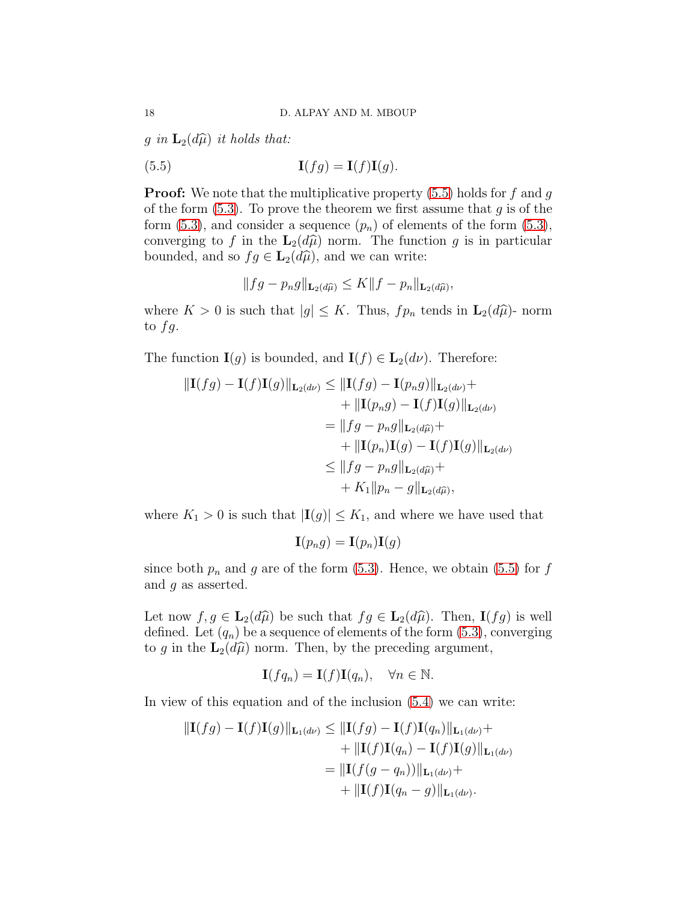*$g$ in $\mathbf{L}_2(d\widehat{\mu})$ it holds that:*

$$\mathbf{I}(fg) = \mathbf{I}(f)\mathbf{I}(g). \tag{5.5}$$

**Proof:** We note that the multiplicative property (5.5) holds for $f$ and $g$ of the form (5.3). To prove the theorem we first assume that $g$ is of the form (5.3), and consider a sequence $(p_n)$ of elements of the form (5.3), converging to $f$ in the $\mathbf{L}_2(d\widehat{\mu})$ norm. The function $g$ is in particular bounded, and so $fg \in \mathbf{L}_2(d\widehat{\mu})$, and we can write:

$$\|fg - p_n g\|_{\mathbf{L}_2(d\widehat{\mu})} \leq K\|f - p_n\|_{\mathbf{L}_2(d\widehat{\mu})},$$

where $K > 0$ is such that $|g| \leq K$. Thus, $fp_n$ tends in $\mathbf{L}_2(d\widehat{\mu})$- norm to $fg$.

The function $\mathbf{I}(g)$ is bounded, and $\mathbf{I}(f) \in \mathbf{L}_2(d\nu)$. Therefore:

$$\begin{aligned}
\|\mathbf{I}(fg) - \mathbf{I}(f)\mathbf{I}(g)\|_{\mathbf{L}_2(d\nu)} &\leq \|\mathbf{I}(fg) - \mathbf{I}(p_n g)\|_{\mathbf{L}_2(d\nu)} + \\
&\quad + \|\mathbf{I}(p_n g) - \mathbf{I}(f)\mathbf{I}(g)\|_{\mathbf{L}_2(d\nu)} \\
&= \|fg - p_n g\|_{\mathbf{L}_2(d\widehat{\mu})} + \\
&\quad + \|\mathbf{I}(p_n)\mathbf{I}(g) - \mathbf{I}(f)\mathbf{I}(g)\|_{\mathbf{L}_2(d\nu)} \\
&\leq \|fg - p_n g\|_{\mathbf{L}_2(d\widehat{\mu})} + \\
&\quad + K_1\|p_n - g\|_{\mathbf{L}_2(d\widehat{\mu})},
\end{aligned}$$

where $K_1 > 0$ is such that $|\mathbf{I}(g)| \leq K_1$, and where we have used that

$$\mathbf{I}(p_n g) = \mathbf{I}(p_n)\mathbf{I}(g)$$

since both $p_n$ and $g$ are of the form (5.3). Hence, we obtain (5.5) for $f$ and $g$ as asserted.

Let now $f, g \in \mathbf{L}_2(d\widehat{\mu})$ be such that $fg \in \mathbf{L}_2(d\widehat{\mu})$. Then, $\mathbf{I}(fg)$ is well defined. Let $(q_n)$ be a sequence of elements of the form (5.3), converging to $g$ in the $\mathbf{L}_2(d\widehat{\mu})$ norm. Then, by the preceding argument,

$$\mathbf{I}(fq_n) = \mathbf{I}(f)\mathbf{I}(q_n), \quad \forall n \in \mathbb{N}.$$

In view of this equation and of the inclusion (5.4) we can write:

$$\begin{aligned}
\|\mathbf{I}(fg) - \mathbf{I}(f)\mathbf{I}(g)\|_{\mathbf{L}_1(d\nu)} &\leq \|\mathbf{I}(fg) - \mathbf{I}(f)\mathbf{I}(q_n)\|_{\mathbf{L}_1(d\nu)} + \\
&\quad + \|\mathbf{I}(f)\mathbf{I}(q_n) - \mathbf{I}(f)\mathbf{I}(g)\|_{\mathbf{L}_1(d\nu)} \\
&= \|\mathbf{I}(f(g - q_n))\|_{\mathbf{L}_1(d\nu)} + \\
&\quad + \|\mathbf{I}(f)\mathbf{I}(q_n - g)\|_{\mathbf{L}_1(d\nu)}.
\end{aligned}$$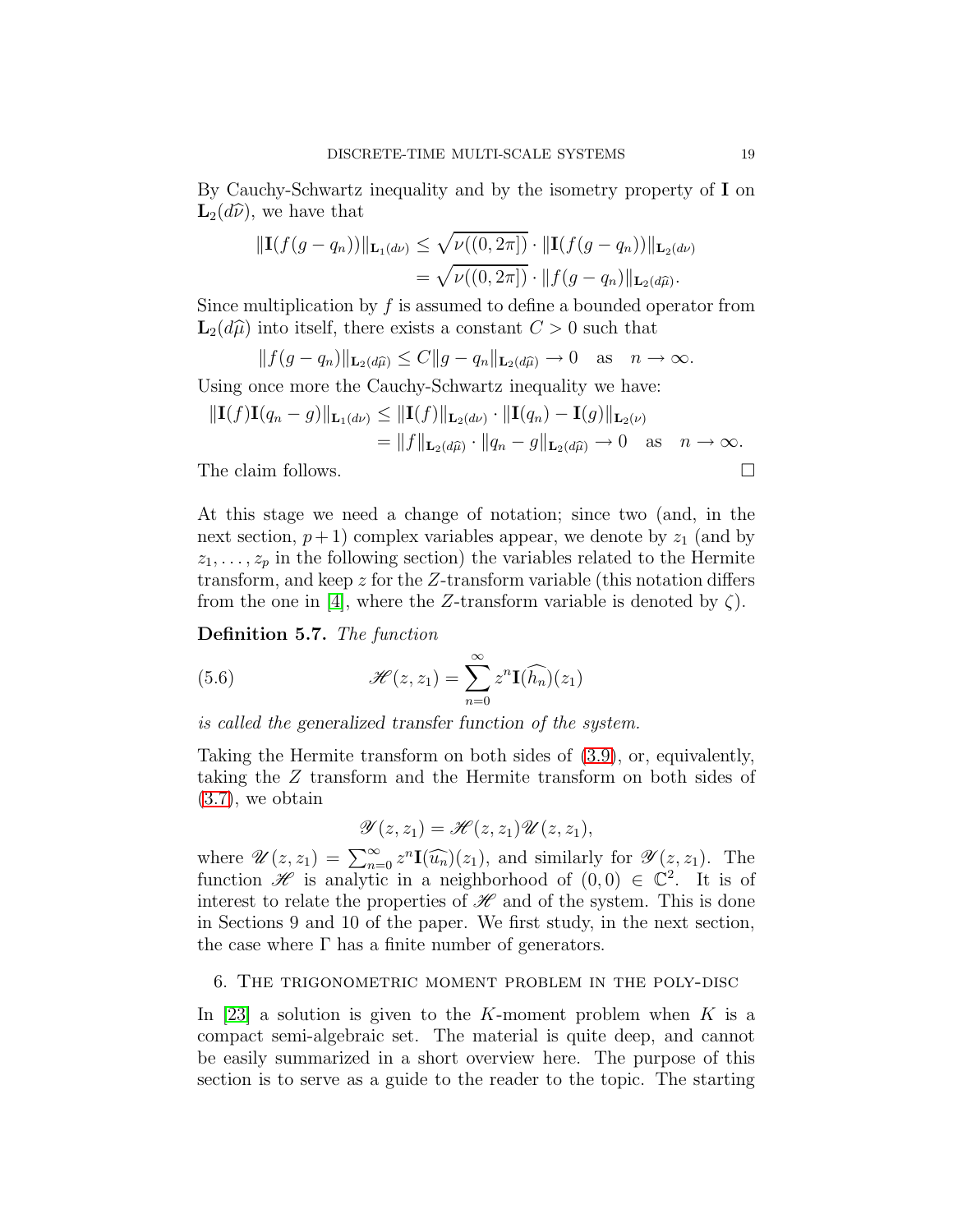By Cauchy-Schwartz inequality and by the isometry property of $\mathbf{I}$ on $\mathbf{L}_2(d\widehat{\nu})$, we have that

$$
\begin{aligned}
\|\mathbf{I}(f(g-q_n))\|_{\mathbf{L}_1(d\nu)} &\leq \sqrt{\nu((0,2\pi])}\cdot\|\mathbf{I}(f(g-q_n))\|_{\mathbf{L}_2(d\nu)}\\
&= \sqrt{\nu((0,2\pi])}\cdot\|f(g-q_n)\|_{\mathbf{L}_2(d\widehat{\mu})}.
\end{aligned}
$$

Since multiplication by $f$ is assumed to define a bounded operator from $\mathbf{L}_2(d\widehat{\mu})$ into itself, there exists a constant $C>0$ such that

$$
\|f(g-q_n)\|_{\mathbf{L}_2(d\widehat{\mu})}\leq C\|g-q_n\|_{\mathbf{L}_2(d\widehat{\mu})}\to 0 \quad \text{as} \quad n\to\infty.
$$

Using once more the Cauchy-Schwartz inequality we have:

$$
\begin{aligned}
\|\mathbf{I}(f)\mathbf{I}(q_n-g)\|_{\mathbf{L}_1(d\nu)} &\leq \|\mathbf{I}(f)\|_{\mathbf{L}_2(d\nu)}\cdot\|\mathbf{I}(q_n)-\mathbf{I}(g)\|_{\mathbf{L}_2(\nu)}\\
&= \|f\|_{\mathbf{L}_2(d\widehat{\mu})}\cdot\|q_n-g\|_{\mathbf{L}_2(d\widehat{\mu})}\to 0 \quad \text{as} \quad n\to\infty.
\end{aligned}
$$

The claim follows. $\square$

At this stage we need a change of notation; since two (and, in the next section, $p+1$) complex variables appear, we denote by $z_1$ (and by $z_1,\ldots,z_p$ in the following section) the variables related to the Hermite transform, and keep $z$ for the $Z$-transform variable (this notation differs from the one in [4], where the $Z$-transform variable is denoted by $\zeta$).

**Definition 5.7.** *The function*

$$
\mathscr{H}(z,z_1)=\sum_{n=0}^{\infty}z^n\mathbf{I}(\widehat{h_n})(z_1) \tag{5.6}
$$

*is called the generalized transfer function of the system.*

Taking the Hermite transform on both sides of (3.9), or, equivalently, taking the $Z$ transform and the Hermite transform on both sides of (3.7), we obtain

$$
\mathscr{Y}(z,z_1)=\mathscr{H}(z,z_1)\mathscr{U}(z,z_1),
$$

where $\mathscr{U}(z,z_1)=\sum_{n=0}^{\infty}z^n\mathbf{I}(\widehat{u_n})(z_1)$, and similarly for $\mathscr{Y}(z,z_1)$. The function $\mathscr{H}$ is analytic in a neighborhood of $(0,0)\in\mathbb{C}^2$. It is of interest to relate the properties of $\mathscr{H}$ and of the system. This is done in Sections 9 and 10 of the paper. We first study, in the next section, the case where $\Gamma$ has a finite number of generators.

## 6. The trigonometric moment problem in the poly-disc

In [23] a solution is given to the $K$-moment problem when $K$ is a compact semi-algebraic set. The material is quite deep, and cannot be easily summarized in a short overview here. The purpose of this section is to serve as a guide to the reader to the topic. The starting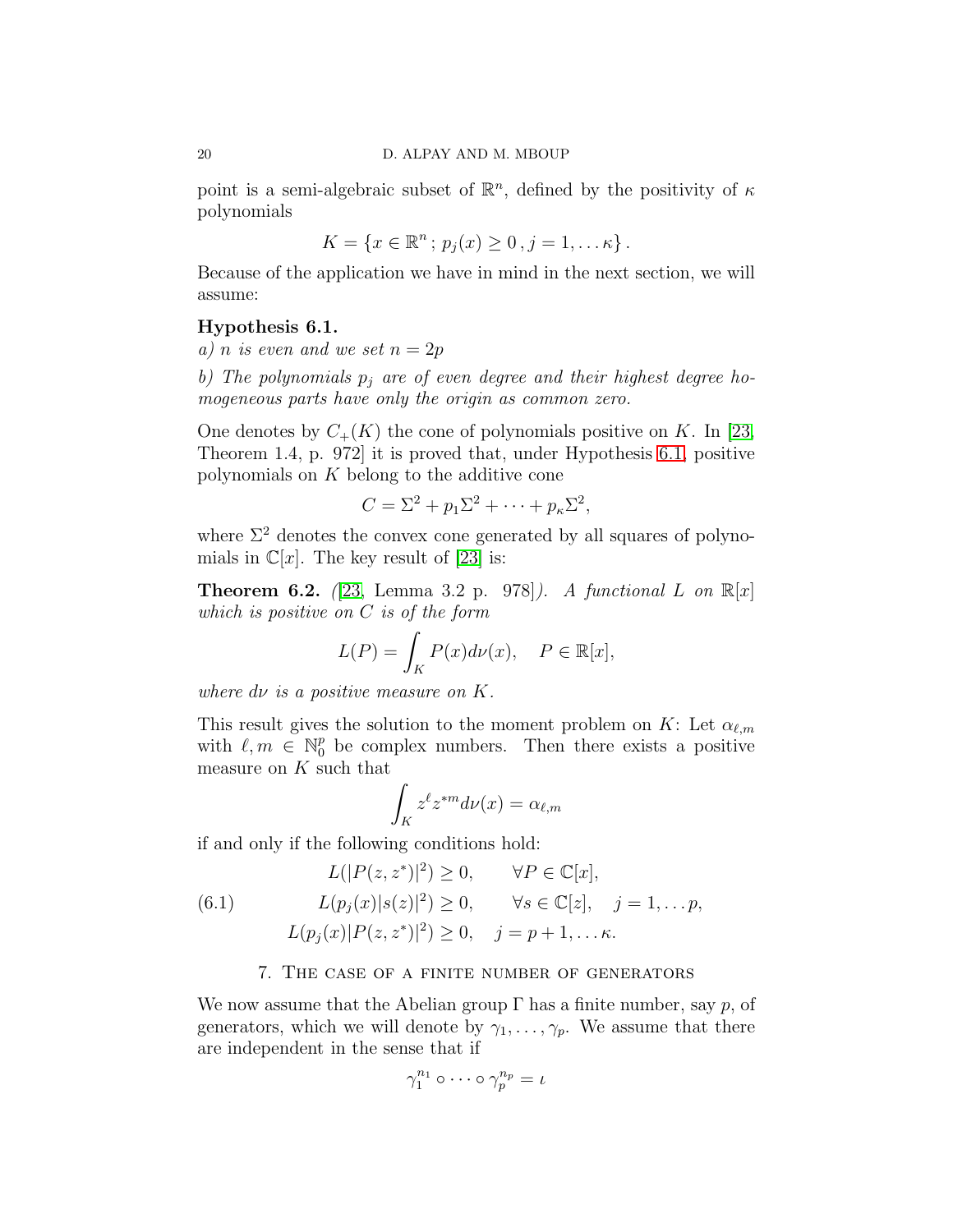point is a semi-algebraic subset of $\mathbb{R}^n$, defined by the positivity of $\kappa$ polynomials

$$K = \{x \in \mathbb{R}^n\,;\, p_j(x) \geq 0\,, j = 1, \dots \kappa\}\,.$$

Because of the application we have in mind in the next section, we will assume:

**Hypothesis 6.1.**

*a) $n$ is even and we set $n = 2p$*

*b) The polynomials $p_j$ are of even degree and their highest degree homogeneous parts have only the origin as common zero.*

One denotes by $C_+(K)$ the cone of polynomials positive on $K$. In [23, Theorem 1.4, p. 972] it is proved that, under Hypothesis 6.1, positive polynomials on $K$ belong to the additive cone

$$C = \Sigma^2 + p_1\Sigma^2 + \cdots + p_\kappa\Sigma^2,$$

where $\Sigma^2$ denotes the convex cone generated by all squares of polynomials in $\mathbb{C}[x]$. The key result of [23] is:

**Theorem 6.2.** *([23, Lemma 3.2 p. 978]). A functional $L$ on $\mathbb{R}[x]$ which is positive on $C$ is of the form*

$$L(P) = \int_K P(x) d\nu(x), \quad P \in \mathbb{R}[x],$$

*where $d\nu$ is a positive measure on $K$.*

This result gives the solution to the moment problem on $K$: Let $\alpha_{\ell,m}$ with $\ell, m \in \mathbb{N}_0^p$ be complex numbers. Then there exists a positive measure on $K$ such that

$$\int_K z^\ell z^{*m} d\nu(x) = \alpha_{\ell,m}$$

if and only if the following conditions hold:

$$\begin{aligned} L(|P(z,z^*)|^2) &\geq 0, \qquad \forall P \in \mathbb{C}[x], \\ L(p_j(x)|s(z)|^2) &\geq 0, \qquad \forall s \in \mathbb{C}[z], \quad j = 1, \dots p, \\ L(p_j(x)|P(z,z^*)|^2) &\geq 0, \quad j = p+1, \dots \kappa. \end{aligned} \tag{6.1}$$

## 7. The case of a finite number of generators

We now assume that the Abelian group $\Gamma$ has a finite number, say $p$, of generators, which we will denote by $\gamma_1, \dots, \gamma_p$. We assume that there are independent in the sense that if

$$\gamma_1^{n_1} \circ \cdots \circ \gamma_p^{n_p} = \iota$$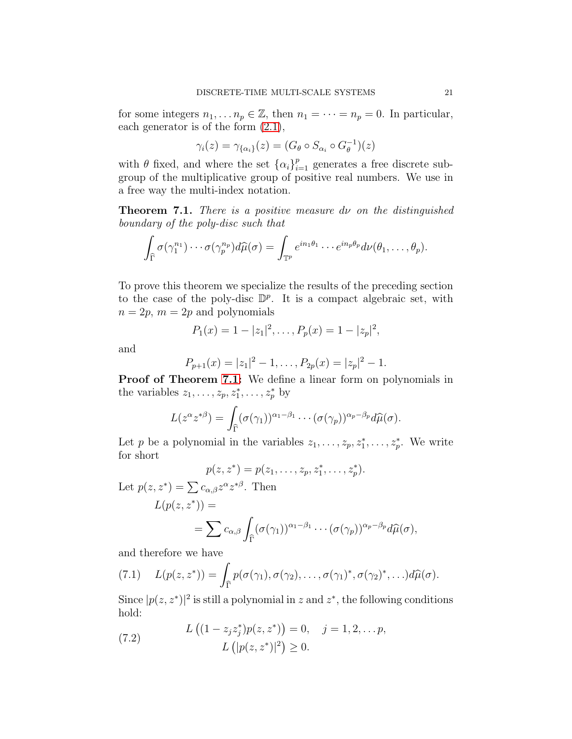for some integers $n_1, \ldots n_p \in \mathbb{Z}$, then $n_1 = \cdots = n_p = 0$. In particular, each generator is of the form (2.1),

$$\gamma_i(z) = \gamma_{\{\alpha_i\}}(z) = (G_\theta \circ S_{\alpha_i} \circ G_\theta^{-1})(z)$$

with $\theta$ fixed, and where the set $\{\alpha_i\}_{i=1}^p$ generates a free discrete subgroup of the multiplicative group of positive real numbers. We use in a free way the multi-index notation.

**Theorem 7.1.** *There is a positive measure $d\nu$ on the distinguished boundary of the poly-disc such that*

$$\int_{\widehat{\Gamma}} \sigma(\gamma_1^{n_1}) \cdots \sigma(\gamma_p^{n_p}) d\widehat{\mu}(\sigma) = \int_{\mathbb{T}^p} e^{in_1\theta_1} \cdots e^{in_p\theta_p} d\nu(\theta_1, \ldots, \theta_p).$$

To prove this theorem we specialize the results of the preceding section to the case of the poly-disc $\mathbb{D}^p$. It is a compact algebraic set, with $n = 2p$, $m = 2p$ and polynomials

$$P_1(x) = 1 - |z_1|^2, \ldots, P_p(x) = 1 - |z_p|^2,$$

and

$$P_{p+1}(x) = |z_1|^2 - 1, \ldots, P_{2p}(x) = |z_p|^2 - 1.$$

**Proof of Theorem 7.1:** We define a linear form on polynomials in the variables $z_1, \ldots, z_p, z_1^*, \ldots, z_p^*$ by

$$L(z^\alpha z^{*\beta}) = \int_{\widehat{\Gamma}} (\sigma(\gamma_1))^{\alpha_1 - \beta_1} \cdots (\sigma(\gamma_p))^{\alpha_p - \beta_p} d\widehat{\mu}(\sigma).$$

Let $p$ be a polynomial in the variables $z_1, \ldots, z_p, z_1^*, \ldots, z_p^*$. We write for short

$$p(z, z^*) = p(z_1, \ldots, z_p, z_1^*, \ldots, z_p^*).$$

Let $p(z, z^*) = \sum c_{\alpha,\beta} z^\alpha z^{*\beta}$. Then

$$\begin{aligned} L(p(z, z^*)) &= \\ &= \sum c_{\alpha,\beta} \int_{\widehat{\Gamma}} (\sigma(\gamma_1))^{\alpha_1 - \beta_1} \cdots (\sigma(\gamma_p))^{\alpha_p - \beta_p} d\widehat{\mu}(\sigma), \end{aligned}$$

and therefore we have

$$L(p(z, z^*)) = \int_{\widehat{\Gamma}} p(\sigma(\gamma_1), \sigma(\gamma_2), \ldots, \sigma(\gamma_1)^*, \sigma(\gamma_2)^*, \ldots) d\widehat{\mu}(\sigma). \tag{7.1}$$

Since $|p(z, z^*)|^2$ is still a polynomial in $z$ and $z^*$, the following conditions hold:

$$\begin{aligned} L\left((1 - z_j z_j^*) p(z, z^*)\right) &= 0, \quad j = 1, 2, \ldots p, \\ L\left(|p(z, z^*)|^2\right) &\geq 0. \end{aligned} \tag{7.2}$$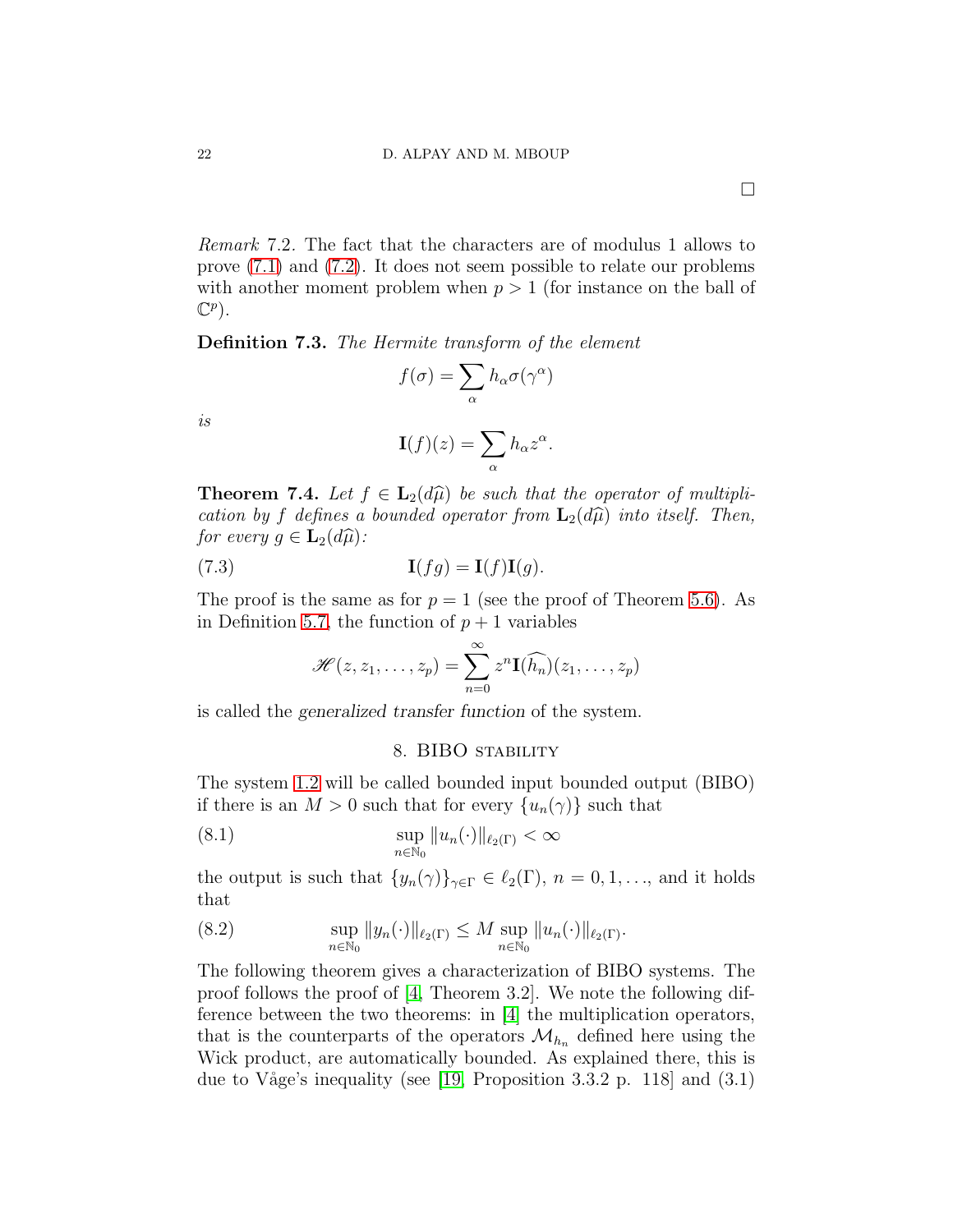□

*Remark* 7.2. The fact that the characters are of modulus 1 allows to prove (7.1) and (7.2). It does not seem possible to relate our problems with another moment problem when $p > 1$ (for instance on the ball of $\mathbb{C}^p$).

**Definition 7.3.** *The Hermite transform of the element*

$$f(\sigma) = \sum_{\alpha} h_\alpha \sigma(\gamma^\alpha)$$

*is*

$$\mathbf{I}(f)(z) = \sum_{\alpha} h_\alpha z^\alpha.$$

**Theorem 7.4.** *Let $f \in \mathbf{L}_2(d\widehat{\mu})$ be such that the operator of multiplication by $f$ defines a bounded operator from $\mathbf{L}_2(d\widehat{\mu})$ into itself. Then, for every $g \in \mathbf{L}_2(d\widehat{\mu})$:*

$$\mathbf{I}(fg) = \mathbf{I}(f)\mathbf{I}(g). \tag{7.3}$$

The proof is the same as for $p = 1$ (see the proof of Theorem 5.6). As in Definition 5.7, the function of $p + 1$ variables

$$\mathscr{H}(z, z_1, \ldots, z_p) = \sum_{n=0}^{\infty} z^n \mathbf{I}(\widehat{h_n})(z_1, \ldots, z_p)$$

is called the *generalized transfer function* of the system.

## 8. BIBO stability

The system 1.2 will be called bounded input bounded output (BIBO) if there is an $M > 0$ such that for every $\{u_n(\gamma)\}$ such that

$$\sup_{n \in \mathbb{N}_0} \|u_n(\cdot)\|_{\ell_2(\Gamma)} < \infty \tag{8.1}$$

the output is such that $\{y_n(\gamma)\}_{\gamma \in \Gamma} \in \ell_2(\Gamma)$, $n = 0, 1, \ldots$, and it holds that

$$\sup_{n \in \mathbb{N}_0} \|y_n(\cdot)\|_{\ell_2(\Gamma)} \leq M \sup_{n \in \mathbb{N}_0} \|u_n(\cdot)\|_{\ell_2(\Gamma)}. \tag{8.2}$$

The following theorem gives a characterization of BIBO systems. The proof follows the proof of [4, Theorem 3.2]. We note the following difference between the two theorems: in [4] the multiplication operators, that is the counterparts of the operators $\mathcal{M}_{h_n}$ defined here using the Wick product, are automatically bounded. As explained there, this is due to Våge's inequality (see [19, Proposition 3.3.2 p. 118] and (3.1)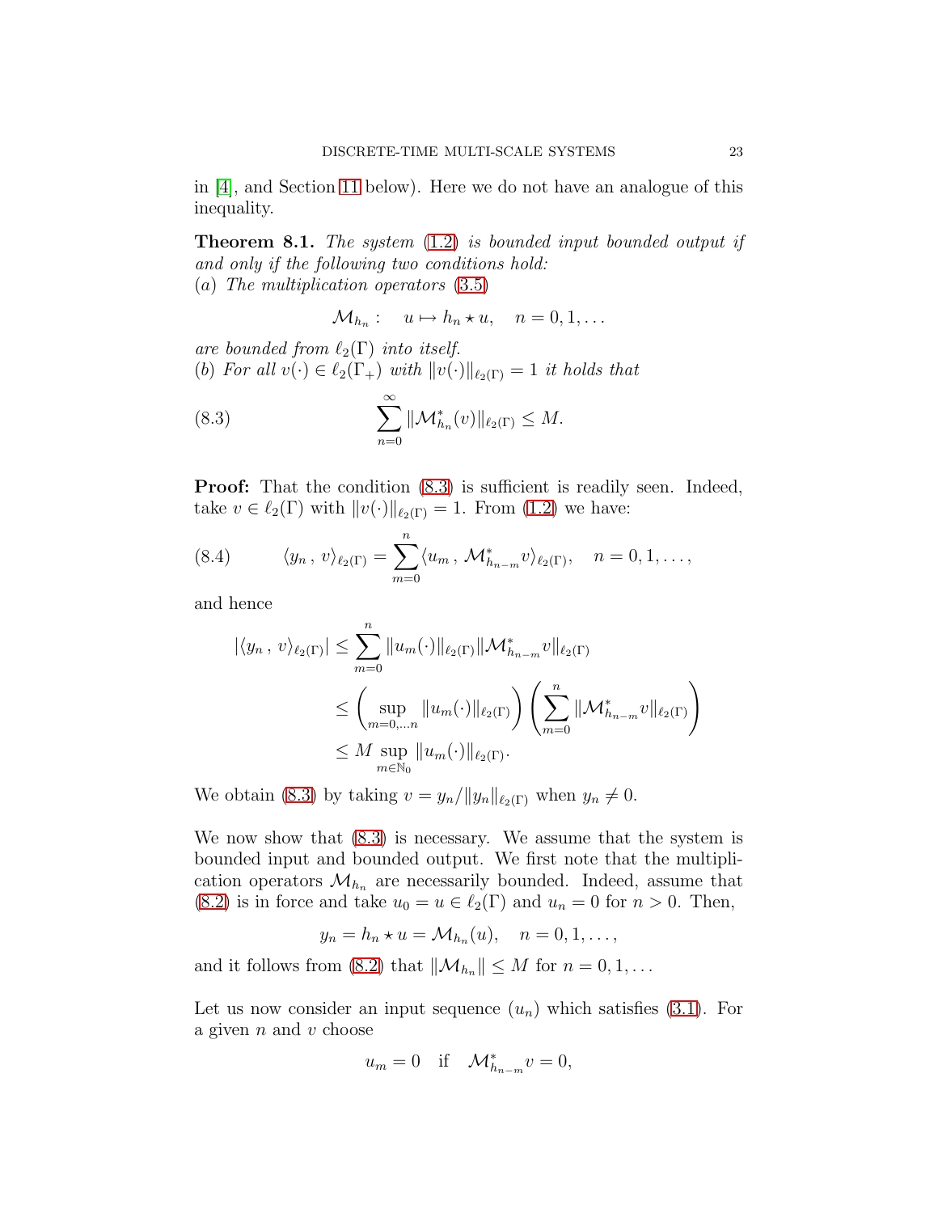in [4], and Section 11 below). Here we do not have an analogue of this inequality.

**Theorem 8.1.** *The system* (1.2) *is bounded input bounded output if and only if the following two conditions hold:*
(*a*) *The multiplication operators* (3.5)

$$\mathcal{M}_{h_n}: \quad u \mapsto h_n \star u, \quad n = 0, 1, \ldots$$

*are bounded from* $\ell_2(\Gamma)$ *into itself.*
(*b*) *For all* $v(\cdot) \in \ell_2(\Gamma_+)$ *with* $\|v(\cdot)\|_{\ell_2(\Gamma)} = 1$ *it holds that*

$$\sum_{n=0}^{\infty} \|\mathcal{M}_{h_n}^*(v)\|_{\ell_2(\Gamma)} \leq M. \tag{8.3}$$

**Proof:** That the condition (8.3) is sufficient is readily seen. Indeed, take $v \in \ell_2(\Gamma)$ with $\|v(\cdot)\|_{\ell_2(\Gamma)} = 1$. From (1.2) we have:

$$\langle y_n \,,\, v\rangle_{\ell_2(\Gamma)} = \sum_{m=0}^{n} \langle u_m \,,\, \mathcal{M}_{h_{n-m}}^* v\rangle_{\ell_2(\Gamma)}, \quad n = 0, 1, \ldots, \tag{8.4}$$

and hence

$$\begin{aligned}
|\langle y_n \,,\, v\rangle_{\ell_2(\Gamma)}| &\leq \sum_{m=0}^{n} \|u_m(\cdot)\|_{\ell_2(\Gamma)} \|\mathcal{M}_{h_{n-m}}^* v\|_{\ell_2(\Gamma)} \\
&\leq \left(\sup_{m=0,\ldots n} \|u_m(\cdot)\|_{\ell_2(\Gamma)}\right) \left(\sum_{m=0}^{n} \|\mathcal{M}_{h_{n-m}}^* v\|_{\ell_2(\Gamma)}\right) \\
&\leq M \sup_{m \in \mathbb{N}_0} \|u_m(\cdot)\|_{\ell_2(\Gamma)}.
\end{aligned}$$

We obtain (8.3) by taking $v = y_n / \|y_n\|_{\ell_2(\Gamma)}$ when $y_n \neq 0$.

We now show that (8.3) is necessary. We assume that the system is bounded input and bounded output. We first note that the multiplication operators $\mathcal{M}_{h_n}$ are necessarily bounded. Indeed, assume that (8.2) is in force and take $u_0 = u \in \ell_2(\Gamma)$ and $u_n = 0$ for $n > 0$. Then,

$$y_n = h_n \star u = \mathcal{M}_{h_n}(u), \quad n = 0, 1, \ldots,$$

and it follows from (8.2) that $\|\mathcal{M}_{h_n}\| \leq M$ for $n = 0, 1, \ldots$

Let us now consider an input sequence $(u_n)$ which satisfies (3.1). For a given $n$ and $v$ choose

$$u_m = 0 \quad \text{if} \quad \mathcal{M}_{h_{n-m}}^* v = 0,$$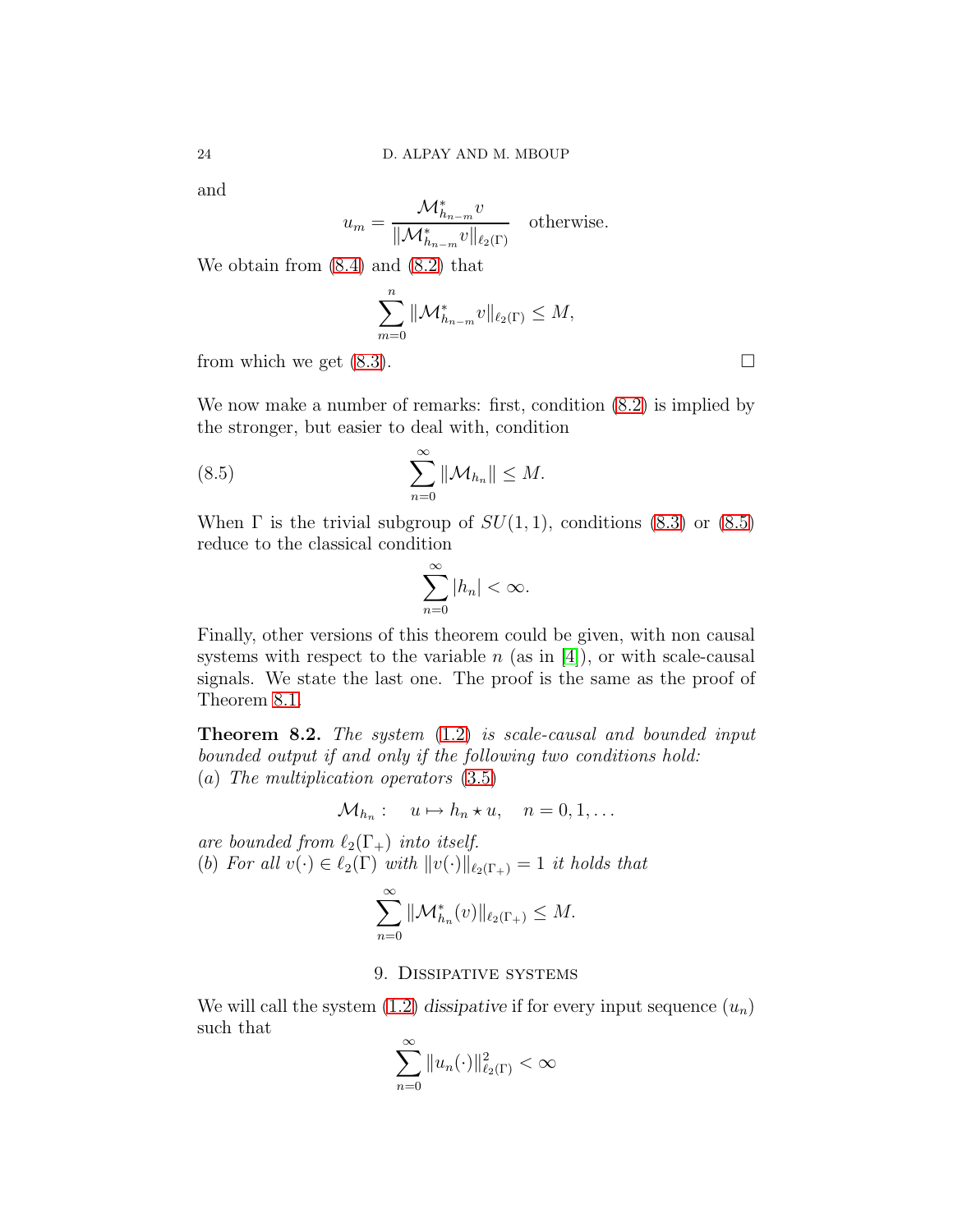and

$$u_m = \frac{\mathcal{M}_{h_{n-m}}^* v}{\|\mathcal{M}_{h_{n-m}}^* v\|_{\ell_2(\Gamma)}} \quad \text{otherwise.}$$

We obtain from (8.4) and (8.2) that

$$\sum_{m=0}^{n} \|\mathcal{M}_{h_{n-m}}^* v\|_{\ell_2(\Gamma)} \leq M,$$

from which we get (8.3). □

We now make a number of remarks: first, condition (8.2) is implied by the stronger, but easier to deal with, condition

$$\sum_{n=0}^{\infty} \|\mathcal{M}_{h_n}\| \leq M. \tag{8.5}$$

When $\Gamma$ is the trivial subgroup of $SU(1,1)$, conditions (8.3) or (8.5) reduce to the classical condition

$$\sum_{n=0}^{\infty} |h_n| < \infty.$$

Finally, other versions of this theorem could be given, with non causal systems with respect to the variable $n$ (as in [4]), or with scale-causal signals. We state the last one. The proof is the same as the proof of Theorem 8.1.

**Theorem 8.2.** *The system (1.2) is scale-causal and bounded input bounded output if and only if the following two conditions hold:*
$(a)$ *The multiplication operators (3.5)*

$$\mathcal{M}_{h_n}: \quad u \mapsto h_n \star u, \quad n = 0, 1, \ldots$$

*are bounded from $\ell_2(\Gamma_+)$ into itself.*
$(b)$ *For all $v(\cdot) \in \ell_2(\Gamma)$ with $\|v(\cdot)\|_{\ell_2(\Gamma_+)} = 1$ it holds that*

$$\sum_{n=0}^{\infty} \|\mathcal{M}_{h_n}^*(v)\|_{\ell_2(\Gamma_+)} \leq M.$$

## 9. Dissipative systems

We will call the system (1.2) *dissipative* if for every input sequence $(u_n)$ such that

$$\sum_{n=0}^{\infty} \|u_n(\cdot)\|_{\ell_2(\Gamma)}^2 < \infty$$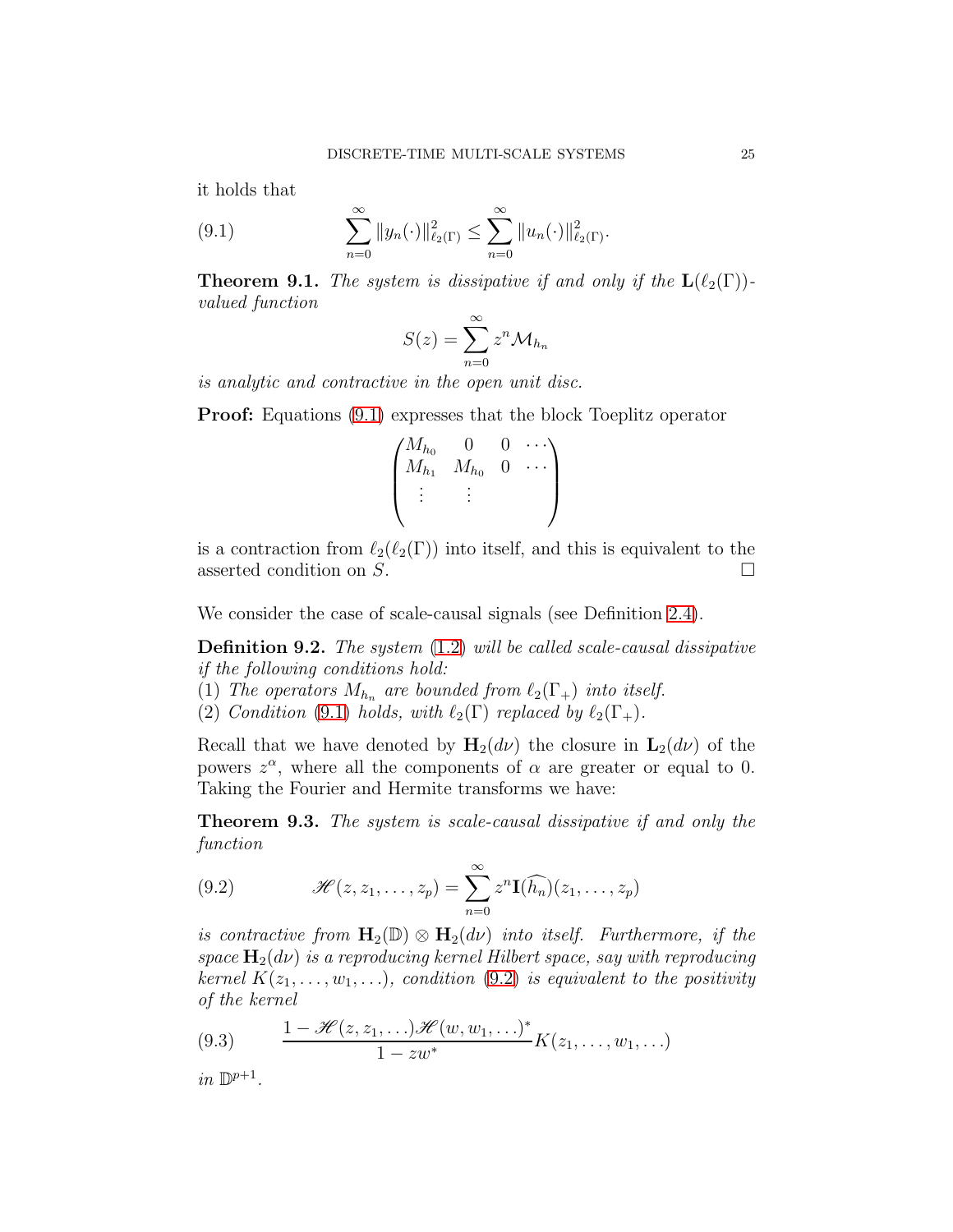it holds that

$$\sum_{n=0}^{\infty} \|y_n(\cdot)\|^2_{\ell_2(\Gamma)} \le \sum_{n=0}^{\infty} \|u_n(\cdot)\|^2_{\ell_2(\Gamma)}. \tag{9.1}$$

**Theorem 9.1.** *The system is dissipative if and only if the $\mathbf{L}(\ell_2(\Gamma))$-valued function*

$$S(z) = \sum_{n=0}^{\infty} z^n \mathcal{M}_{h_n}$$

*is analytic and contractive in the open unit disc.*

**Proof:** Equations (9.1) expresses that the block Toeplitz operator

$$\begin{pmatrix} M_{h_0} & 0 & 0 & \cdots \\ M_{h_1} & M_{h_0} & 0 & \cdots \\ \vdots & \vdots & & \\ & & & \end{pmatrix}$$

is a contraction from $\ell_2(\ell_2(\Gamma))$ into itself, and this is equivalent to the asserted condition on $S$. $\square$

We consider the case of scale-causal signals (see Definition 2.4).

**Definition 9.2.** *The system (1.2) will be called scale-causal dissipative if the following conditions hold:*
(1) *The operators $M_{h_n}$ are bounded from $\ell_2(\Gamma_+)$ into itself.*
(2) *Condition (9.1) holds, with $\ell_2(\Gamma)$ replaced by $\ell_2(\Gamma_+)$.*

Recall that we have denoted by $\mathbf{H}_2(d\nu)$ the closure in $\mathbf{L}_2(d\nu)$ of the powers $z^\alpha$, where all the components of $\alpha$ are greater or equal to 0. Taking the Fourier and Hermite transforms we have:

**Theorem 9.3.** *The system is scale-causal dissipative if and only the function*

$$\mathscr{H}(z, z_1, \ldots, z_p) = \sum_{n=0}^{\infty} z^n \mathbf{I}(\widehat{h_n})(z_1, \ldots, z_p) \tag{9.2}$$

*is contractive from $\mathbf{H}_2(\mathbb{D}) \otimes \mathbf{H}_2(d\nu)$ into itself. Furthermore, if the space $\mathbf{H}_2(d\nu)$ is a reproducing kernel Hilbert space, say with reproducing kernel $K(z_1, \ldots, w_1, \ldots)$, condition (9.2) is equivalent to the positivity of the kernel*

$$\frac{1 - \mathscr{H}(z, z_1, \ldots)\mathscr{H}(w, w_1, \ldots)^*}{1 - zw^*} K(z_1, \ldots, w_1, \ldots) \tag{9.3}$$

*in $\mathbb{D}^{p+1}$.*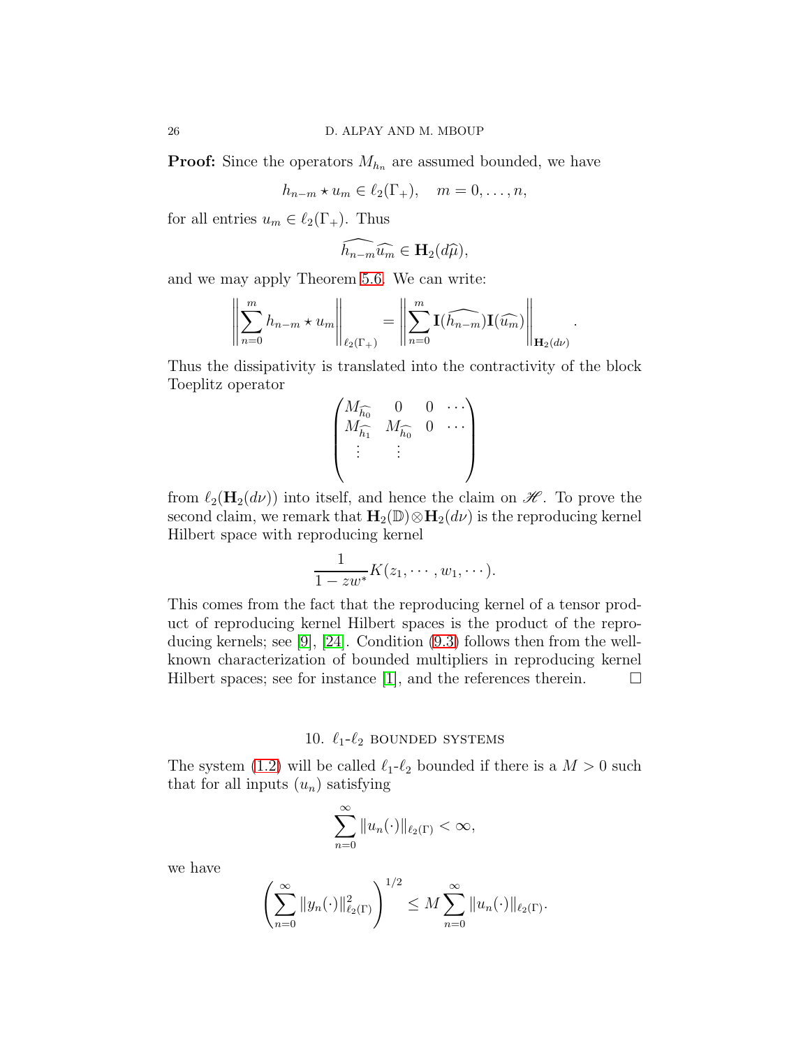**Proof:** Since the operators $M_{h_n}$ are assumed bounded, we have

$$h_{n-m} \star u_m \in \ell_2(\Gamma_+), \quad m = 0, \ldots, n,$$

for all entries $u_m \in \ell_2(\Gamma_+)$. Thus

$$\widehat{h_{n-m}} \widehat{u_m} \in \mathbf{H}_2(d\widehat{\mu}),$$

and we may apply Theorem 5.6. We can write:

$$\left\| \sum_{n=0}^{m} h_{n-m} \star u_m \right\|_{\ell_2(\Gamma_+)} = \left\| \sum_{n=0}^{m} \mathbf{I}(\widehat{h_{n-m}}) \mathbf{I}(\widehat{u_m}) \right\|_{\mathbf{H}_2(d\nu)}.$$

Thus the dissipativity is translated into the contractivity of the block Toeplitz operator

$$\begin{pmatrix} M_{\widehat{h_0}} & 0 & 0 & \cdots \\ M_{\widehat{h_1}} & M_{\widehat{h_0}} & 0 & \cdots \\ \vdots & \vdots & & \\ & & & \end{pmatrix}$$

from $\ell_2(\mathbf{H}_2(d\nu))$ into itself, and hence the claim on $\mathscr{H}$. To prove the second claim, we remark that $\mathbf{H}_2(\mathbb{D}) \otimes \mathbf{H}_2(d\nu)$ is the reproducing kernel Hilbert space with reproducing kernel

$$\frac{1}{1 - zw^*} K(z_1, \cdots, w_1, \cdots).$$

This comes from the fact that the reproducing kernel of a tensor product of reproducing kernel Hilbert spaces is the product of the reproducing kernels; see [9], [24]. Condition (9.3) follows then from the well-known characterization of bounded multipliers in reproducing kernel Hilbert spaces; see for instance [1], and the references therein. $\square$

## 10. $\ell_1$-$\ell_2$ bounded systems

The system (1.2) will be called $\ell_1$-$\ell_2$ bounded if there is a $M > 0$ such that for all inputs $(u_n)$ satisfying

$$\sum_{n=0}^{\infty} \|u_n(\cdot)\|_{\ell_2(\Gamma)} < \infty,$$

we have

$$\left( \sum_{n=0}^{\infty} \|y_n(\cdot)\|^2_{\ell_2(\Gamma)} \right)^{1/2} \leq M \sum_{n=0}^{\infty} \|u_n(\cdot)\|_{\ell_2(\Gamma)}.$$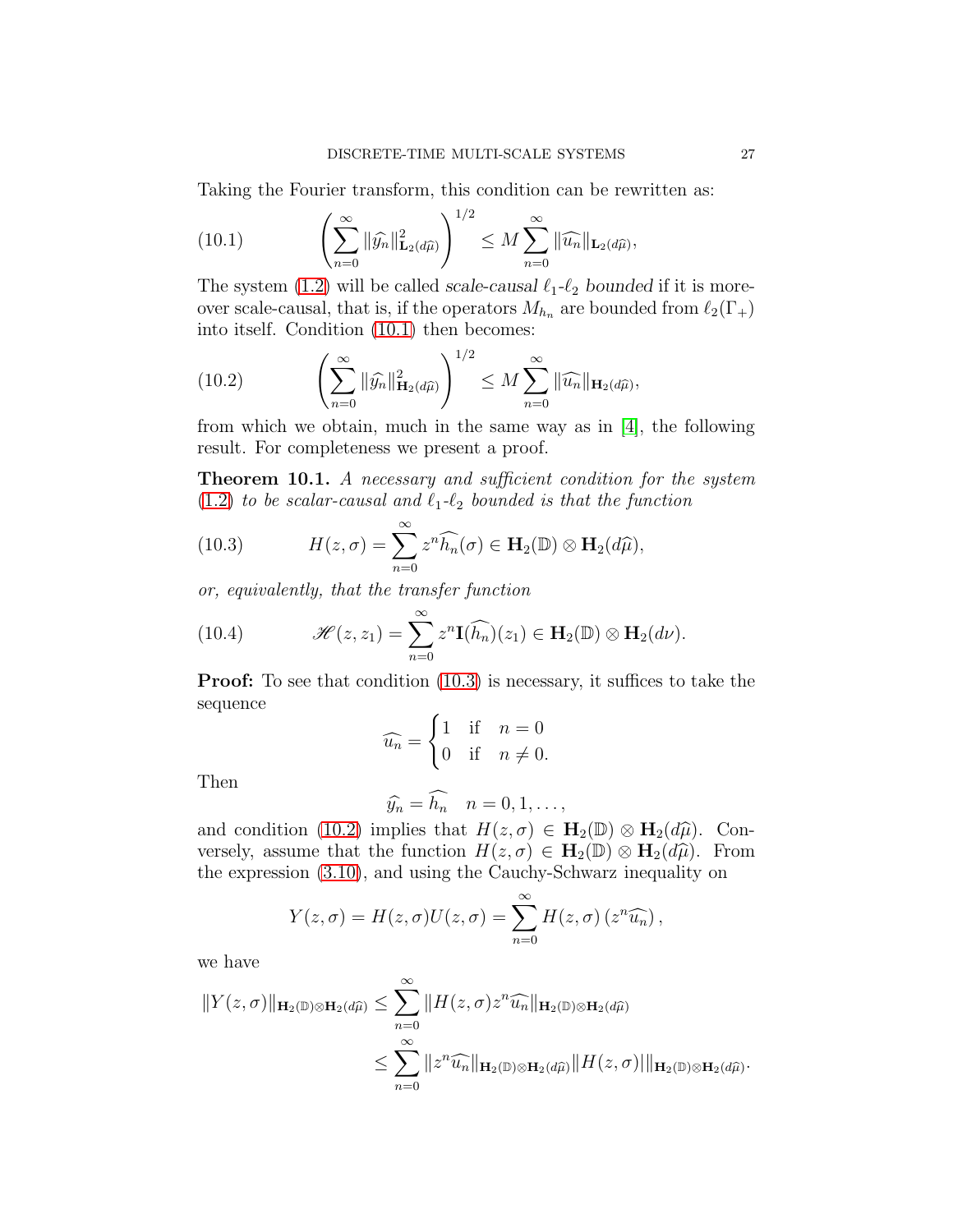Taking the Fourier transform, this condition can be rewritten as:

$$\left(\sum_{n=0}^{\infty}\|\widehat{y_n}\|^2_{\mathbf{L}_2(d\widehat{\mu})}\right)^{1/2} \leq M\sum_{n=0}^{\infty}\|\widehat{u_n}\|_{\mathbf{L}_2(d\widehat{\mu})}, \tag{10.1}$$

The system (1.2) will be called *scale-causal* $\ell_1$-$\ell_2$ *bounded* if it is moreover scale-causal, that is, if the operators $M_{h_n}$ are bounded from $\ell_2(\Gamma_+)$ into itself. Condition (10.1) then becomes:

$$\left(\sum_{n=0}^{\infty}\|\widehat{y_n}\|^2_{\mathbf{H}_2(d\widehat{\mu})}\right)^{1/2} \leq M\sum_{n=0}^{\infty}\|\widehat{u_n}\|_{\mathbf{H}_2(d\widehat{\mu})}, \tag{10.2}$$

from which we obtain, much in the same way as in [4], the following result. For completeness we present a proof.

**Theorem 10.1.** *A necessary and sufficient condition for the system* (1.2) *to be scalar-causal and* $\ell_1$-$\ell_2$ *bounded is that the function*

$$H(z,\sigma) = \sum_{n=0}^{\infty} z^n\widehat{h_n}(\sigma) \in \mathbf{H}_2(\mathbb{D})\otimes\mathbf{H}_2(d\widehat{\mu}), \tag{10.3}$$

*or, equivalently, that the transfer function*

$$\mathscr{H}(z,z_1) = \sum_{n=0}^{\infty} z^n\mathbf{I}(\widehat{h_n})(z_1) \in \mathbf{H}_2(\mathbb{D})\otimes\mathbf{H}_2(d\nu). \tag{10.4}$$

**Proof:** To see that condition (10.3) is necessary, it suffices to take the sequence

$$\widehat{u_n} = \begin{cases} 1 & \text{if} \quad n=0\\ 0 & \text{if} \quad n\neq 0.\end{cases}$$

Then

$$\widehat{y_n} = \widehat{h_n} \quad n=0,1,\ldots,$$

and condition (10.2) implies that $H(z,\sigma) \in \mathbf{H}_2(\mathbb{D})\otimes\mathbf{H}_2(d\widehat{\mu})$. Conversely, assume that the function $H(z,\sigma) \in \mathbf{H}_2(\mathbb{D})\otimes\mathbf{H}_2(d\widehat{\mu})$. From the expression (3.10), and using the Cauchy-Schwarz inequality on

$$Y(z,\sigma) = H(z,\sigma)U(z,\sigma) = \sum_{n=0}^{\infty} H(z,\sigma)\left(z^n\widehat{u_n}\right),$$

we have

$$\begin{aligned}\|Y(z,\sigma)\|_{\mathbf{H}_2(\mathbb{D})\otimes\mathbf{H}_2(d\widehat{\mu})} &\leq \sum_{n=0}^{\infty}\|H(z,\sigma)z^n\widehat{u_n}\|_{\mathbf{H}_2(\mathbb{D})\otimes\mathbf{H}_2(d\widehat{\mu})}\\ &\leq \sum_{n=0}^{\infty}\|z^n\widehat{u_n}\|_{\mathbf{H}_2(\mathbb{D})\otimes\mathbf{H}_2(d\widehat{\mu})}\|H(z,\sigma)|\|_{\mathbf{H}_2(\mathbb{D})\otimes\mathbf{H}_2(d\widehat{\mu})}.\end{aligned}$$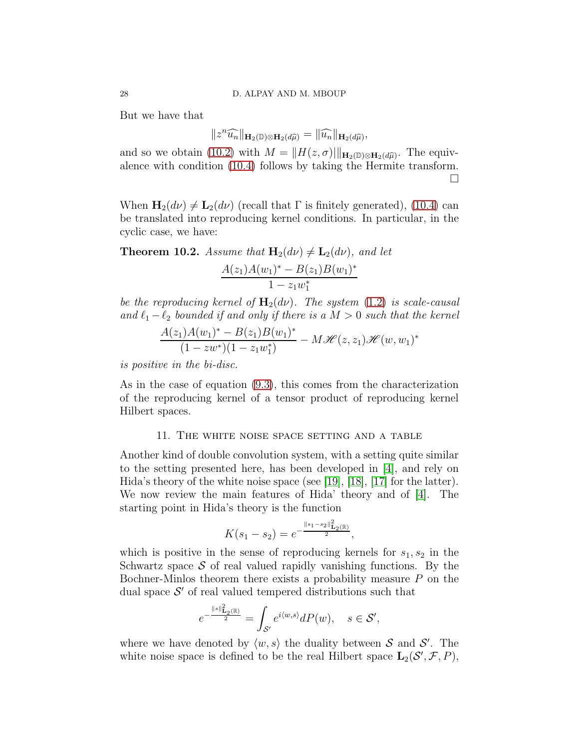But we have that

$$\|z^n\widehat{u_n}\|_{\mathbf{H}_2(\mathbb{D})\otimes\mathbf{H}_2(d\widehat{\mu})} = \|\widehat{u_n}\|_{\mathbf{H}_2(d\widehat{\mu})},$$

and so we obtain (10.2) with $M = \|H(z,\sigma)\|\|_{\mathbf{H}_2(\mathbb{D})\otimes\mathbf{H}_2(d\widehat{\mu})}$. The equivalence with condition (10.4) follows by taking the Hermite transform. □

When $\mathbf{H}_2(d\nu) \neq \mathbf{L}_2(d\nu)$ (recall that $\Gamma$ is finitely generated), (10.4) can be translated into reproducing kernel conditions. In particular, in the cyclic case, we have:

**Theorem 10.2.** *Assume that $\mathbf{H}_2(d\nu) \neq \mathbf{L}_2(d\nu)$, and let*

$$\frac{A(z_1)A(w_1)^* - B(z_1)B(w_1)^*}{1 - z_1 w_1^*}$$

*be the reproducing kernel of $\mathbf{H}_2(d\nu)$. The system (1.2) is scale-causal and $\ell_1 - \ell_2$ bounded if and only if there is a $M > 0$ such that the kernel*

$$\frac{A(z_1)A(w_1)^* - B(z_1)B(w_1)^*}{(1 - zw^*)(1 - z_1 w_1^*)} - M\mathscr{H}(z,z_1)\mathscr{H}(w,w_1)^*$$

*is positive in the bi-disc.*

As in the case of equation (9.3), this comes from the characterization of the reproducing kernel of a tensor product of reproducing kernel Hilbert spaces.

## 11. The white noise space setting and a table

Another kind of double convolution system, with a setting quite similar to the setting presented here, has been developed in [4], and rely on Hida's theory of the white noise space (see [19], [18], [17] for the latter). We now review the main features of Hida' theory and of [4]. The starting point in Hida's theory is the function

$$K(s_1 - s_2) = e^{-\frac{\|s_1 - s_2\|^2_{\mathbf{L}_2(\mathbb{R})}}{2}},$$

which is positive in the sense of reproducing kernels for $s_1, s_2$ in the Schwartz space $\mathcal{S}$ of real valued rapidly vanishing functions. By the Bochner-Minlos theorem there exists a probability measure $P$ on the dual space $\mathcal{S}'$ of real valued tempered distributions such that

$$e^{-\frac{\|s\|^2_{\mathbf{L}_2(\mathbb{R})}}{2}} = \int_{\mathcal{S}'} e^{i\langle w,s\rangle} dP(w), \quad s \in \mathcal{S}',$$

where we have denoted by $\langle w, s\rangle$ the duality between $\mathcal{S}$ and $\mathcal{S}'$. The white noise space is defined to be the real Hilbert space $\mathbf{L}_2(\mathcal{S}', \mathcal{F}, P)$,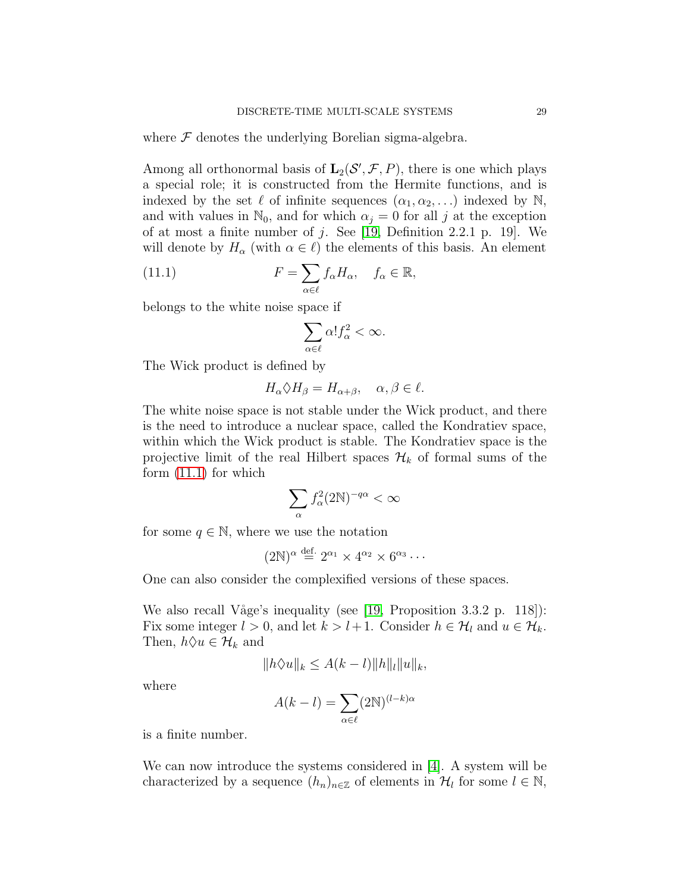where $\mathcal{F}$ denotes the underlying Borelian sigma-algebra.

Among all orthonormal basis of $\mathbf{L}_2(\mathcal{S}', \mathcal{F}, P)$, there is one which plays a special role; it is constructed from the Hermite functions, and is indexed by the set $\ell$ of infinite sequences $(\alpha_1, \alpha_2, \ldots)$ indexed by $\mathbb{N}$, and with values in $\mathbb{N}_0$, and for which $\alpha_j = 0$ for all $j$ at the exception of at most a finite number of $j$. See [19, Definition 2.2.1 p. 19]. We will denote by $H_\alpha$ (with $\alpha \in \ell$) the elements of this basis. An element

$$F = \sum_{\alpha \in \ell} f_\alpha H_\alpha, \quad f_\alpha \in \mathbb{R}, \tag{11.1}$$

belongs to the white noise space if

$$\sum_{\alpha \in \ell} \alpha! f_\alpha^2 < \infty.$$

The Wick product is defined by

$$H_\alpha \lozenge H_\beta = H_{\alpha+\beta}, \quad \alpha, \beta \in \ell.$$

The white noise space is not stable under the Wick product, and there is the need to introduce a nuclear space, called the Kondratiev space, within which the Wick product is stable. The Kondratiev space is the projective limit of the real Hilbert spaces $\mathcal{H}_k$ of formal sums of the form (11.1) for which

$$\sum_{\alpha} f_\alpha^2 (2\mathbb{N})^{-q\alpha} < \infty$$

for some $q \in \mathbb{N}$, where we use the notation

$$(2\mathbb{N})^\alpha \stackrel{\text{def.}}{=} 2^{\alpha_1} \times 4^{\alpha_2} \times 6^{\alpha_3} \cdots$$

One can also consider the complexified versions of these spaces.

We also recall Våge's inequality (see [19, Proposition 3.3.2 p. 118]): Fix some integer $l > 0$, and let $k > l+1$. Consider $h \in \mathcal{H}_l$ and $u \in \mathcal{H}_k$. Then, $h \lozenge u \in \mathcal{H}_k$ and

$$\|h \lozenge u\|_k \leq A(k-l) \|h\|_l \|u\|_k,$$

where

$$A(k-l) = \sum_{\alpha \in \ell} (2\mathbb{N})^{(l-k)\alpha}$$

is a finite number.

We can now introduce the systems considered in [4]. A system will be characterized by a sequence $(h_n)_{n \in \mathbb{Z}}$ of elements in $\mathcal{H}_l$ for some $l \in \mathbb{N}$,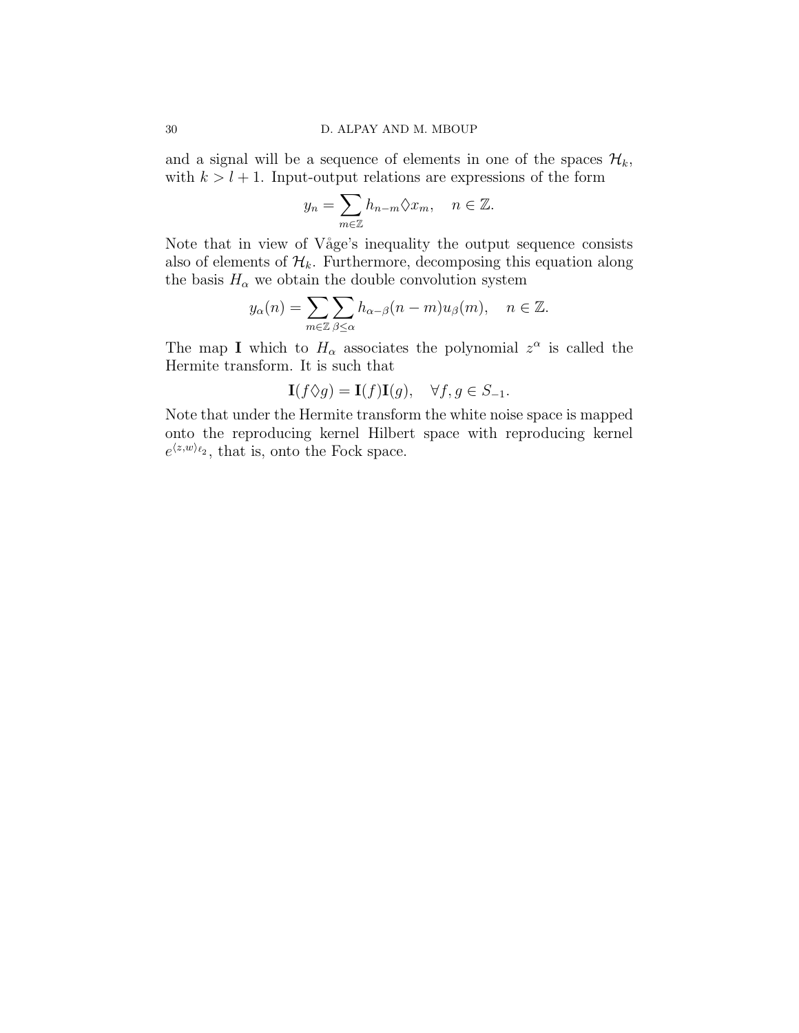and a signal will be a sequence of elements in one of the spaces $\mathcal{H}_k$, with $k > l+1$. Input-output relations are expressions of the form

$$y_n = \sum_{m \in \mathbb{Z}} h_{n-m} \lozenge x_m, \quad n \in \mathbb{Z}.$$

Note that in view of Våge's inequality the output sequence consists also of elements of $\mathcal{H}_k$. Furthermore, decomposing this equation along the basis $H_\alpha$ we obtain the double convolution system

$$y_\alpha(n) = \sum_{m \in \mathbb{Z}} \sum_{\beta \leq \alpha} h_{\alpha-\beta}(n-m) u_\beta(m), \quad n \in \mathbb{Z}.$$

The map $\mathbf{I}$ which to $H_\alpha$ associates the polynomial $z^\alpha$ is called the Hermite transform. It is such that

$$\mathbf{I}(f \lozenge g) = \mathbf{I}(f)\mathbf{I}(g), \quad \forall f, g \in S_{-1}.$$

Note that under the Hermite transform the white noise space is mapped onto the reproducing kernel Hilbert space with reproducing kernel $e^{\langle z,w \rangle_{\ell_2}}$, that is, onto the Fock space.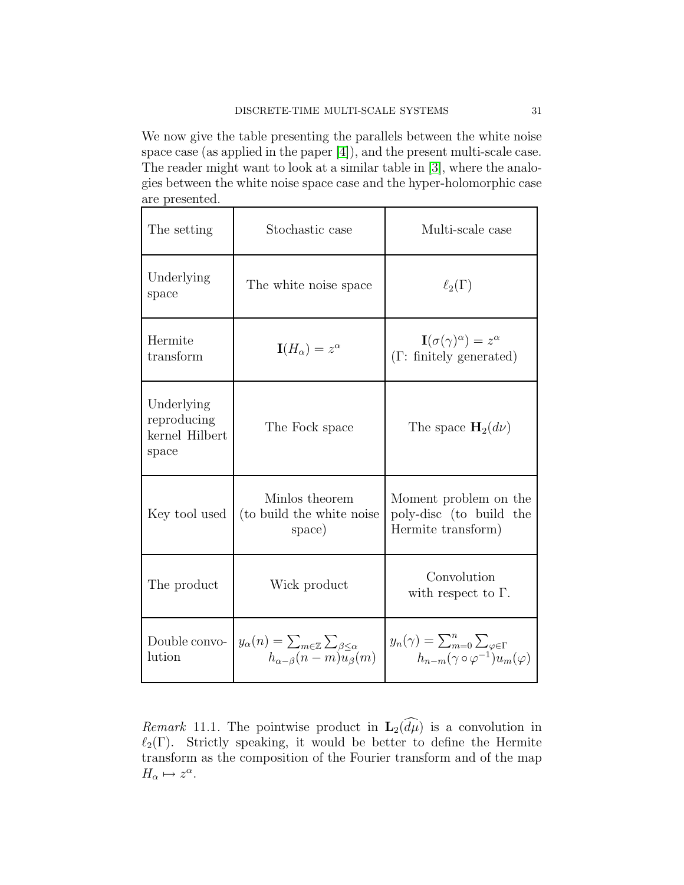We now give the table presenting the parallels between the white noise space case (as applied in the paper [4]), and the present multi-scale case. The reader might want to look at a similar table in [3], where the analogies between the white noise space case and the hyper-holomorphic case are presented.

| The setting | Stochastic case | Multi-scale case |
|---|---|---|
| Underlying space | The white noise space | $\ell_2(\Gamma)$ |
| Hermite transform | $\mathbf{I}(H_\alpha) = z^\alpha$ | $\mathbf{I}(\sigma(\gamma)^\alpha) = z^\alpha$ ($\Gamma$: finitely generated) |
| Underlying reproducing kernel Hilbert space | The Fock space | The space $\mathbf{H}_2(d\nu)$ |
| Key tool used | Minlos theorem (to build the white noise space) | Moment problem on the poly-disc (to build the Hermite transform) |
| The product | Wick product | Convolution with respect to $\Gamma$. |
| Double convolution | $y_\alpha(n) = \sum_{m\in\mathbb{Z}} \sum_{\beta\leq\alpha} h_{\alpha-\beta}(n-m)u_\beta(m)$ | $y_n(\gamma) = \sum_{m=0}^{n} \sum_{\varphi\in\Gamma} h_{n-m}(\gamma\circ\varphi^{-1})u_m(\varphi)$ |

*Remark* 11.1. The pointwise product in $\mathbf{L}_2(\widehat{d\mu})$ is a convolution in $\ell_2(\Gamma)$. Strictly speaking, it would be better to define the Hermite transform as the composition of the Fourier transform and of the map $H_\alpha \mapsto z^\alpha$.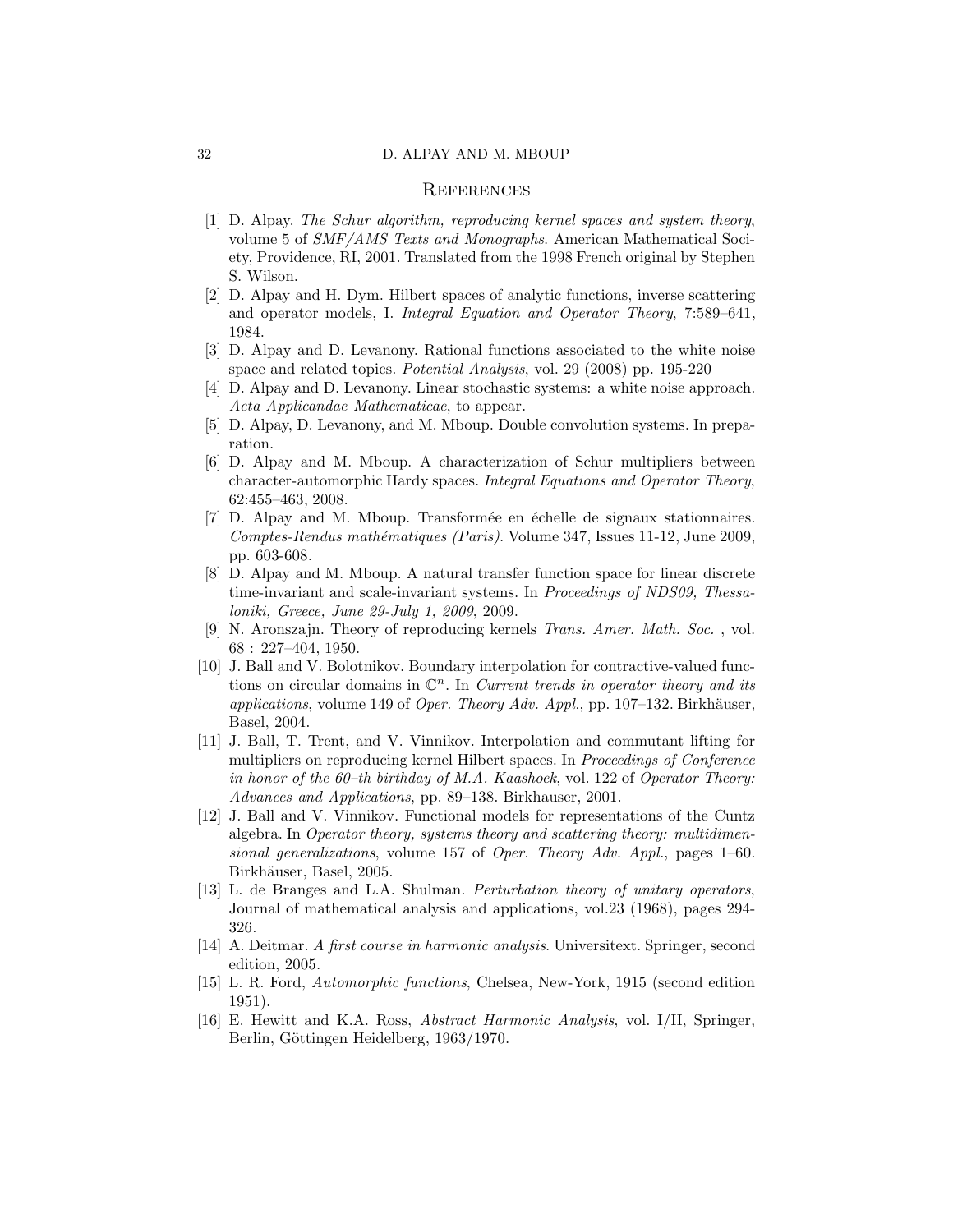## References

[1] D. Alpay. *The Schur algorithm, reproducing kernel spaces and system theory*, volume 5 of *SMF/AMS Texts and Monographs*. American Mathematical Society, Providence, RI, 2001. Translated from the 1998 French original by Stephen S. Wilson.

[2] D. Alpay and H. Dym. Hilbert spaces of analytic functions, inverse scattering and operator models, I. *Integral Equation and Operator Theory*, 7:589–641, 1984.

[3] D. Alpay and D. Levanony. Rational functions associated to the white noise space and related topics. *Potential Analysis*, vol. 29 (2008) pp. 195-220

[4] D. Alpay and D. Levanony. Linear stochastic systems: a white noise approach. *Acta Applicandae Mathematicae*, to appear.

[5] D. Alpay, D. Levanony, and M. Mboup. Double convolution systems. In preparation.

[6] D. Alpay and M. Mboup. A characterization of Schur multipliers between character-automorphic Hardy spaces. *Integral Equations and Operator Theory*, 62:455–463, 2008.

[7] D. Alpay and M. Mboup. Transformée en échelle de signaux stationnaires. *Comptes-Rendus mathématiques (Paris)*. Volume 347, Issues 11-12, June 2009, pp. 603-608.

[8] D. Alpay and M. Mboup. A natural transfer function space for linear discrete time-invariant and scale-invariant systems. In *Proceedings of NDS09, Thessaloniki, Greece, June 29-July 1, 2009*, 2009.

[9] N. Aronszajn. Theory of reproducing kernels *Trans. Amer. Math. Soc.* , vol. 68 : 227–404, 1950.

[10] J. Ball and V. Bolotnikov. Boundary interpolation for contractive-valued functions on circular domains in $\mathbb{C}^n$. In *Current trends in operator theory and its applications*, volume 149 of *Oper. Theory Adv. Appl.*, pp. 107–132. Birkhäuser, Basel, 2004.

[11] J. Ball, T. Trent, and V. Vinnikov. Interpolation and commutant lifting for multipliers on reproducing kernel Hilbert spaces. In *Proceedings of Conference in honor of the 60–th birthday of M.A. Kaashoek*, vol. 122 of *Operator Theory: Advances and Applications*, pp. 89–138. Birkhauser, 2001.

[12] J. Ball and V. Vinnikov. Functional models for representations of the Cuntz algebra. In *Operator theory, systems theory and scattering theory: multidimensional generalizations*, volume 157 of *Oper. Theory Adv. Appl.*, pages 1–60. Birkhäuser, Basel, 2005.

[13] L. de Branges and L.A. Shulman. *Perturbation theory of unitary operators*, Journal of mathematical analysis and applications, vol.23 (1968), pages 294-326.

[14] A. Deitmar. *A first course in harmonic analysis*. Universitext. Springer, second edition, 2005.

[15] L. R. Ford, *Automorphic functions*, Chelsea, New-York, 1915 (second edition 1951).

[16] E. Hewitt and K.A. Ross, *Abstract Harmonic Analysis*, vol. I/II, Springer, Berlin, Göttingen Heidelberg, 1963/1970.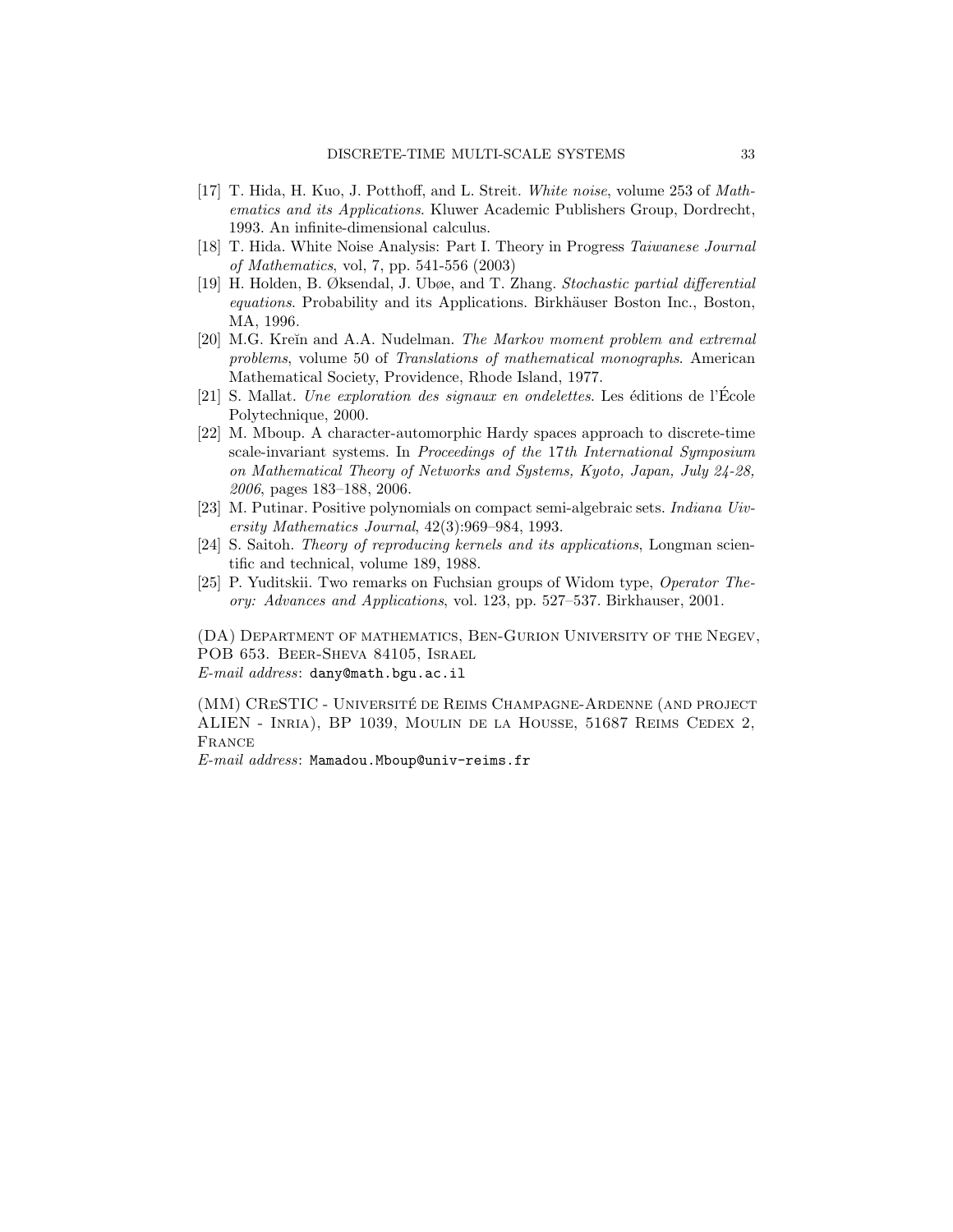[17] T. Hida, H. Kuo, J. Potthoff, and L. Streit. *White noise*, volume 253 of *Mathematics and its Applications*. Kluwer Academic Publishers Group, Dordrecht, 1993. An infinite-dimensional calculus.

[18] T. Hida. White Noise Analysis: Part I. Theory in Progress *Taiwanese Journal of Mathematics*, vol, 7, pp. 541-556 (2003)

[19] H. Holden, B. Øksendal, J. Ubøe, and T. Zhang. *Stochastic partial differential equations*. Probability and its Applications. Birkhäuser Boston Inc., Boston, MA, 1996.

[20] M.G. Kreĭn and A.A. Nudelman. *The Markov moment problem and extremal problems*, volume 50 of *Translations of mathematical monographs*. American Mathematical Society, Providence, Rhode Island, 1977.

[21] S. Mallat. *Une exploration des signaux en ondelettes*. Les éditions de l'École Polytechnique, 2000.

[22] M. Mboup. A character-automorphic Hardy spaces approach to discrete-time scale-invariant systems. In *Proceedings of the 17th International Symposium on Mathematical Theory of Networks and Systems, Kyoto, Japan, July 24-28, 2006*, pages 183–188, 2006.

[23] M. Putinar. Positive polynomials on compact semi-algebraic sets. *Indiana Uiversity Mathematics Journal*, 42(3):969–984, 1993.

[24] S. Saitoh. *Theory of reproducing kernels and its applications*, Longman scientific and technical, volume 189, 1988.

[25] P. Yuditskii. Two remarks on Fuchsian groups of Widom type, *Operator Theory: Advances and Applications*, vol. 123, pp. 527–537. Birkhauser, 2001.

(DA) Department of mathematics, Ben-Gurion University of the Negev, POB 653. Beer-Sheva 84105, Israel

*E-mail address*: dany@math.bgu.ac.il

(MM) CReSTIC - Université de Reims Champagne-Ardenne (and project ALIEN - Inria), BP 1039, Moulin de la Housse, 51687 Reims Cedex 2, France

*E-mail address*: Mamadou.Mboup@univ-reims.fr